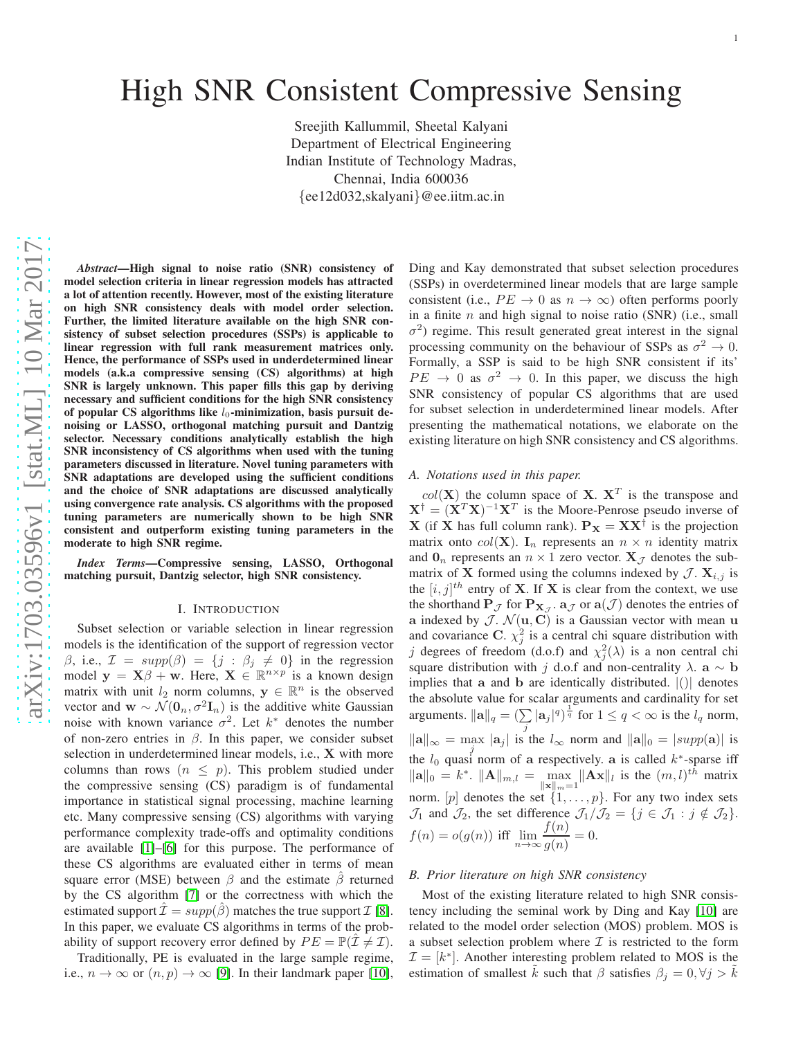# High SNR Consistent Compressive Sensing

Sreejith Kallummil, Sheetal Kalyani
Department of Electrical Engineering
Indian Institute of Technology Madras,
Chennai, India 600036
{ee12d032,skalyani}@ee.iitm.ac.in

***Abstract*—High signal to noise ratio (SNR) consistency of model selection criteria in linear regression models has attracted a lot of attention recently. However, most of the existing literature on high SNR consistency deals with model order selection. Further, the limited literature available on the high SNR consistency of subset selection procedures (SSPs) is applicable to linear regression with full rank measurement matrices only. Hence, the performance of SSPs used in underdetermined linear models (a.k.a compressive sensing (CS) algorithms) at high SNR is largely unknown. This paper fills this gap by deriving necessary and sufficient conditions for the high SNR consistency of popular CS algorithms like $l_0$-minimization, basis pursuit de-noising or LASSO, orthogonal matching pursuit and Dantzig selector. Necessary conditions analytically establish the high SNR inconsistency of CS algorithms when used with the tuning parameters discussed in literature. Novel tuning parameters with SNR adaptations are developed using the sufficient conditions and the choice of SNR adaptations are discussed analytically using convergence rate analysis. CS algorithms with the proposed tuning parameters are numerically shown to be high SNR consistent and outperform existing tuning parameters in the moderate to high SNR regime.**

***Index Terms*—Compressive sensing, LASSO, Orthogonal matching pursuit, Dantzig selector, high SNR consistency.**

## I. Introduction

Subset selection or variable selection in linear regression models is the identification of the support of regression vector $\beta$, i.e., $\mathcal{I} = supp(\beta) = \{j : \beta_j \neq 0\}$ in the regression model $\mathbf{y} = \mathbf{X}\beta + \mathbf{w}$. Here, $\mathbf{X} \in \mathbb{R}^{n \times p}$ is a known design matrix with unit $l_2$ norm columns, $\mathbf{y} \in \mathbb{R}^n$ is the observed vector and $\mathbf{w} \sim \mathcal{N}(\mathbf{0}_n, \sigma^2\mathbf{I}_n)$ is the additive white Gaussian noise with known variance $\sigma^2$. Let $k^*$ denotes the number of non-zero entries in $\beta$. In this paper, we consider subset selection in underdetermined linear models, i.e., $\mathbf{X}$ with more columns than rows ($n \leq p$). This problem studied under the compressive sensing (CS) paradigm is of fundamental importance in statistical signal processing, machine learning etc. Many compressive sensing (CS) algorithms with varying performance complexity trade-offs and optimality conditions are available [1]–[6] for this purpose. The performance of these CS algorithms are evaluated either in terms of mean square error (MSE) between $\beta$ and the estimate $\hat{\beta}$ returned by the CS algorithm [7] or the correctness with which the estimated support $\hat{\mathcal{I}} = supp(\hat{\beta})$ matches the true support $\mathcal{I}$ [8]. In this paper, we evaluate CS algorithms in terms of the probability of support recovery error defined by $PE = \mathbb{P}(\hat{\mathcal{I}} \neq \mathcal{I})$.

Traditionally, PE is evaluated in the large sample regime, i.e., $n \rightarrow \infty$ or $(n, p) \rightarrow \infty$ [9]. In their landmark paper [10], Ding and Kay demonstrated that subset selection procedures (SSPs) in overdetermined linear models that are large sample consistent (i.e., $PE \rightarrow 0$ as $n \rightarrow \infty$) often performs poorly in a finite $n$ and high signal to noise ratio (SNR) (i.e., small $\sigma^2$) regime. This result generated great interest in the signal processing community on the behaviour of SSPs as $\sigma^2 \rightarrow 0$. Formally, a SSP is said to be high SNR consistent if its' $PE \rightarrow 0$ as $\sigma^2 \rightarrow 0$. In this paper, we discuss the high SNR consistency of popular CS algorithms that are used for subset selection in underdetermined linear models. After presenting the mathematical notations, we elaborate on the existing literature on high SNR consistency and CS algorithms.

### *A. Notations used in this paper.*

$col(\mathbf{X})$ the column space of $\mathbf{X}$. $\mathbf{X}^T$ is the transpose and $\mathbf{X}^\dagger = (\mathbf{X}^T\mathbf{X})^{-1}\mathbf{X}^T$ is the Moore-Penrose pseudo inverse of $\mathbf{X}$ (if $\mathbf{X}$ has full column rank). $\mathbf{P}_{\mathbf{X}} = \mathbf{X}\mathbf{X}^\dagger$ is the projection matrix onto $col(\mathbf{X})$. $\mathbf{I}_n$ represents an $n \times n$ identity matrix and $\mathbf{0}_n$ represents an $n \times 1$ zero vector. $\mathbf{X}_{\mathcal{J}}$ denotes the sub-matrix of $\mathbf{X}$ formed using the columns indexed by $\mathcal{J}$. $\mathbf{X}_{i,j}$ is the $[i, j]^{th}$ entry of $\mathbf{X}$. If $\mathbf{X}$ is clear from the context, we use the shorthand $\mathbf{P}_{\mathcal{J}}$ for $\mathbf{P}_{\mathbf{X}_{\mathcal{J}}}$. $\mathbf{a}_{\mathcal{J}}$ or $\mathbf{a}(\mathcal{J})$ denotes the entries of $\mathbf{a}$ indexed by $\mathcal{J}$. $\mathcal{N}(\mathbf{u}, \mathbf{C})$ is a Gaussian vector with mean $\mathbf{u}$ and covariance $\mathbf{C}$. $\chi^2_j$ is a central chi square distribution with $j$ degrees of freedom (d.o.f) and $\chi^2_j(\lambda)$ is a non central chi square distribution with $j$ d.o.f and non-centrality $\lambda$. $\mathbf{a} \sim \mathbf{b}$ implies that $\mathbf{a}$ and $\mathbf{b}$ are identically distributed. $|()|$ denotes the absolute value for scalar arguments and cardinality for set arguments. $\|\mathbf{a}\|_q = (\sum\limits_j |\mathbf{a}_j|^q)^{\frac{1}{q}}$ for $1 \leq q < \infty$ is the $l_q$ norm, $\|\mathbf{a}\|_\infty = \max\limits_j |\mathbf{a}_j|$ is the $l_\infty$ norm and $\|\mathbf{a}\|_0 = |supp(\mathbf{a})|$ is the $l_0$ quasi norm of $\mathbf{a}$ respectively. $\mathbf{a}$ is called $k^*$-sparse iff $\|\mathbf{a}\|_0 = k^*$. $\|\mathbf{A}\|_{m,l} = \max\limits_{\|\mathbf{x}\|_m=1} \|\mathbf{A}\mathbf{x}\|_l$ is the $(m, l)^{th}$ matrix norm. $[p]$ denotes the set $\{1, \dots, p\}$. For any two index sets $\mathcal{J}_1$ and $\mathcal{J}_2$, the set difference $\mathcal{J}_1/\mathcal{J}_2 = \{j \in \mathcal{J}_1 : j \notin \mathcal{J}_2\}$. $f(n) = o(g(n))$ iff $\lim\limits_{n\rightarrow\infty} \dfrac{f(n)}{g(n)} = 0$.

### *B. Prior literature on high SNR consistency*

Most of the existing literature related to high SNR consistency including the seminal work by Ding and Kay [10] are related to the model order selection (MOS) problem. MOS is a subset selection problem where $\mathcal{I}$ is restricted to the form $\mathcal{I} = [k^*]$. Another interesting problem related to MOS is the estimation of smallest $\tilde{k}$ such that $\beta$ satisfies $\beta_j = 0, \forall j > \tilde{k}$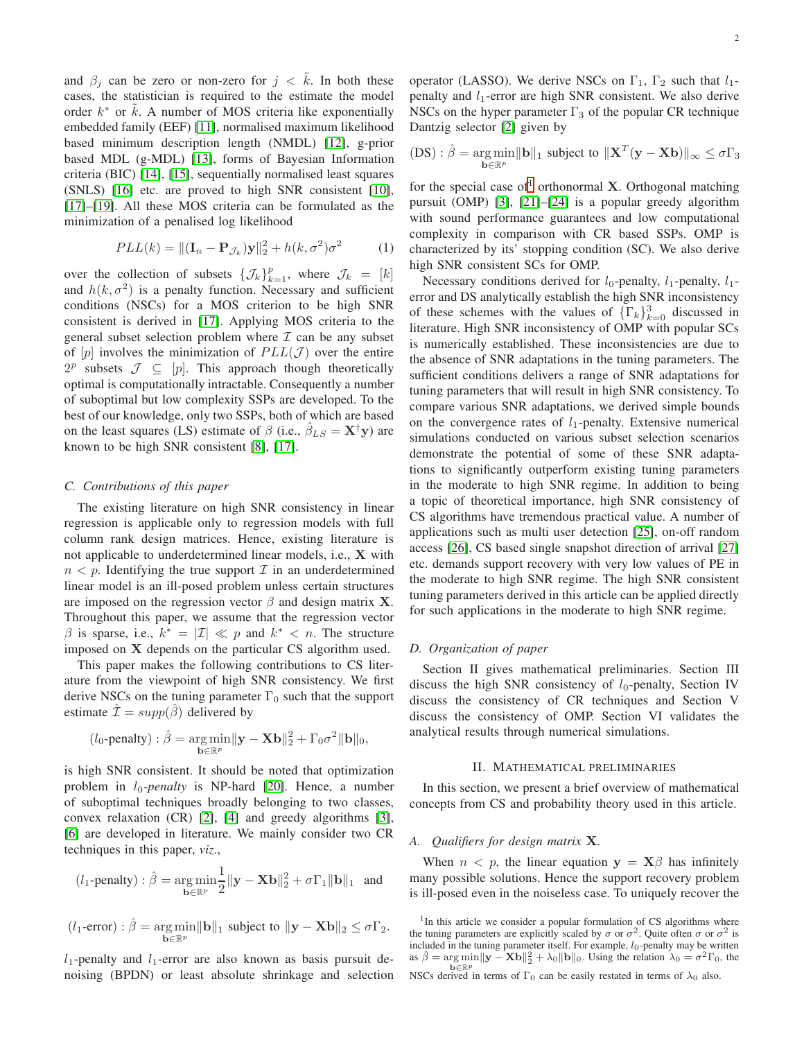and $\beta_j$ can be zero or non-zero for $j < \tilde{k}$. In both these cases, the statistician is required to the estimate the model order $k^*$ or $\tilde{k}$. A number of MOS criteria like exponentially embedded family (EEF) [11], normalised maximum likelihood based minimum description length (NMDL) [12], g-prior based MDL (g-MDL) [13], forms of Bayesian Information criteria (BIC) [14], [15], sequentially normalised least squares (SNLS) [16] etc. are proved to high SNR consistent [10], [17]–[19]. All these MOS criteria can be formulated as the minimization of a penalised log likelihood

$$PLL(k) = \|(\mathbf{I}_n - \mathbf{P}_{\mathcal{J}_k})\mathbf{y}\|_2^2 + h(k,\sigma^2)\sigma^2 \tag{1}$$

over the collection of subsets $\{\mathcal{J}_k\}_{k=1}^p$, where $\mathcal{J}_k = [k]$ and $h(k,\sigma^2)$ is a penalty function. Necessary and sufficient conditions (NSCs) for a MOS criterion to be high SNR consistent is derived in [17]. Applying MOS criteria to the general subset selection problem where $\mathcal{I}$ can be any subset of $[p]$ involves the minimization of $PLL(\mathcal{J})$ over the entire $2^p$ subsets $\mathcal{J} \subseteq [p]$. This approach though theoretically optimal is computationally intractable. Consequently a number of suboptimal but low complexity SSPs are developed. To the best of our knowledge, only two SSPs, both of which are based on the least squares (LS) estimate of $\beta$ (i.e., $\hat{\beta}_{LS} = \mathbf{X}^{\dagger}\mathbf{y}$) are known to be high SNR consistent [8], [17].

### C. Contributions of this paper

The existing literature on high SNR consistency in linear regression is applicable only to regression models with full column rank design matrices. Hence, existing literature is not applicable to underdetermined linear models, i.e., $\mathbf{X}$ with $n < p$. Identifying the true support $\mathcal{I}$ in an underdetermined linear model is an ill-posed problem unless certain structures are imposed on the regression vector $\beta$ and design matrix $\mathbf{X}$. Throughout this paper, we assume that the regression vector $\beta$ is sparse, i.e., $k^* = |\mathcal{I}| \ll p$ and $k^* < n$. The structure imposed on $\mathbf{X}$ depends on the particular CS algorithm used.

This paper makes the following contributions to CS literature from the viewpoint of high SNR consistency. We first derive NSCs on the tuning parameter $\Gamma_0$ such that the support estimate $\hat{\mathcal{I}} = supp(\hat{\beta})$ delivered by

$$(l_0\text{-penalty}) : \hat{\beta} = \underset{\mathbf{b}\in\mathbb{R}^p}{\arg\min} \|\mathbf{y} - \mathbf{X}\mathbf{b}\|_2^2 + \Gamma_0\sigma^2\|\mathbf{b}\|_0,$$

is high SNR consistent. It should be noted that optimization problem in $l_0$-*penalty* is NP-hard [20]. Hence, a number of suboptimal techniques broadly belonging to two classes, convex relaxation (CR) [2], [4] and greedy algorithms [3], [6] are developed in literature. We mainly consider two CR techniques in this paper, *viz.*,

$$(l_1\text{-penalty}) : \hat{\beta} = \underset{\mathbf{b}\in\mathbb{R}^p}{\arg\min} \frac{1}{2}\|\mathbf{y} - \mathbf{X}\mathbf{b}\|_2^2 + \sigma\Gamma_1\|\mathbf{b}\|_1 \quad \text{and}$$

$$(l_1\text{-error}) : \hat{\beta} = \underset{\mathbf{b}\in\mathbb{R}^p}{\arg\min} \|\mathbf{b}\|_1 \text{ subject to } \|\mathbf{y} - \mathbf{X}\mathbf{b}\|_2 \leq \sigma\Gamma_2.$$

$l_1$-penalty and $l_1$-error are also known as basis pursuit denoising (BPDN) or least absolute shrinkage and selection operator (LASSO). We derive NSCs on $\Gamma_1$, $\Gamma_2$ such that $l_1$-penalty and $l_1$-error are high SNR consistent. We also derive NSCs on the hyper parameter $\Gamma_3$ of the popular CR technique Dantzig selector [2] given by

$$(\text{DS}) : \hat{\beta} = \underset{\mathbf{b}\in\mathbb{R}^p}{\arg\min} \|\mathbf{b}\|_1 \text{ subject to } \|\mathbf{X}^T(\mathbf{y} - \mathbf{X}\mathbf{b})\|_\infty \leq \sigma\Gamma_3$$

for the special case of[1] orthonormal $\mathbf{X}$. Orthogonal matching pursuit (OMP) [3], [21]–[24] is a popular greedy algorithm with sound performance guarantees and low computational complexity in comparison with CR based SSPs. OMP is characterized by its' stopping condition (SC). We also derive high SNR consistent SCs for OMP.

Necessary conditions derived for $l_0$-penalty, $l_1$-penalty, $l_1$-error and DS analytically establish the high SNR inconsistency of these schemes with the values of $\{\Gamma_k\}_{k=0}^3$ discussed in literature. High SNR inconsistency of OMP with popular SCs is numerically established. These inconsistencies are due to the absence of SNR adaptations in the tuning parameters. The sufficient conditions delivers a range of SNR adaptations for tuning parameters that will result in high SNR consistency. To compare various SNR adaptations, we derived simple bounds on the convergence rates of $l_1$-penalty. Extensive numerical simulations conducted on various subset selection scenarios demonstrate the potential of some of these SNR adaptations to significantly outperform existing tuning parameters in the moderate to high SNR regime. In addition to being a topic of theoretical importance, high SNR consistency of CS algorithms have tremendous practical value. A number of applications such as multi user detection [25], on-off random access [26], CS based single snapshot direction of arrival [27] etc. demands support recovery with very low values of PE in the moderate to high SNR regime. The high SNR consistent tuning parameters derived in this article can be applied directly for such applications in the moderate to high SNR regime.

### D. Organization of paper

Section II gives mathematical preliminaries. Section III discuss the high SNR consistency of $l_0$-penalty, Section IV discuss the consistency of CR techniques and Section V discuss the consistency of OMP. Section VI validates the analytical results through numerical simulations.

## II. Mathematical Preliminaries

In this section, we present a brief overview of mathematical concepts from CS and probability theory used in this article.

### A. Qualifiers for design matrix $\mathbf{X}$.

When $n < p$, the linear equation $\mathbf{y} = \mathbf{X}\beta$ has infinitely many possible solutions. Hence the support recovery problem is ill-posed even in the noiseless case. To uniquely recover the

[1] In this article we consider a popular formulation of CS algorithms where the tuning parameters are explicitly scaled by $\sigma$ or $\sigma^2$. Quite often $\sigma$ or $\sigma^2$ is included in the tuning parameter itself. For example, $l_0$-penalty may be written as $\hat{\beta} = \underset{\mathbf{b}\in\mathbb{R}^p}{\arg\min} \|\mathbf{y} - \mathbf{X}\mathbf{b}\|_2^2 + \lambda_0\|\mathbf{b}\|_0$. Using the relation $\lambda_0 = \sigma^2\Gamma_0$, the NSCs derived in terms of $\Gamma_0$ can be easily restated in terms of $\lambda_0$ also.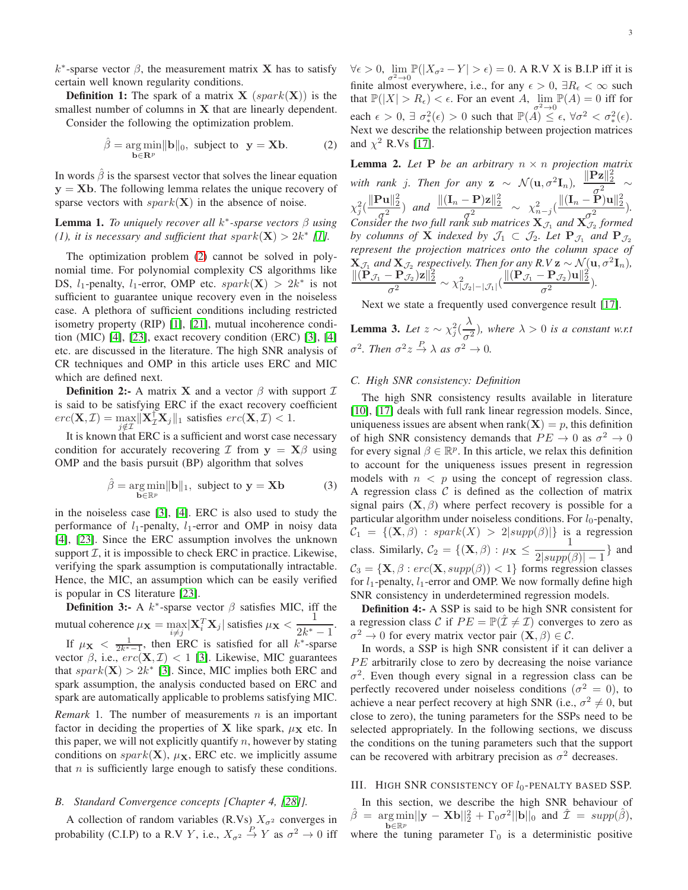$k^*$-sparse vector $\beta$, the measurement matrix $\mathbf{X}$ has to satisfy certain well known regularity conditions.

**Definition 1:** The spark of a matrix $\mathbf{X}$ ($spark(\mathbf{X})$) is the smallest number of columns in $\mathbf{X}$ that are linearly dependent.

Consider the following the optimization problem.

$$\hat{\beta} = \underset{\mathbf{b}\in\mathbf{R}^p}{\arg\min}\|\mathbf{b}\|_0, \text{ subject to } \mathbf{y} = \mathbf{X}\mathbf{b}. \tag{2}$$

In words $\hat{\beta}$ is the sparsest vector that solves the linear equation $\mathbf{y} = \mathbf{X}\mathbf{b}$. The following lemma relates the unique recovery of sparse vectors with $spark(\mathbf{X})$ in the absence of noise.

**Lemma 1.** *To uniquely recover all $k^*$-sparse vectors $\beta$ using (1), it is necessary and sufficient that $spark(\mathbf{X}) > 2k^*$ [1].*

The optimization problem (2) cannot be solved in polynomial time. For polynomial complexity CS algorithms like DS, $l_1$-penalty, $l_1$-error, OMP etc. $spark(\mathbf{X}) > 2k^*$ is not sufficient to guarantee unique recovery even in the noiseless case. A plethora of sufficient conditions including restricted isometry property (RIP) [1], [21], mutual incoherence condition (MIC) [4], [23], exact recovery condition (ERC) [3], [4] etc. are discussed in the literature. The high SNR analysis of CR techniques and OMP in this article uses ERC and MIC which are defined next.

**Definition 2:-** A matrix $\mathbf{X}$ and a vector $\beta$ with support $\mathcal{I}$ is said to be satisfying ERC if the exact recovery coefficient $erc(\mathbf{X},\mathcal{I}) = \underset{j\notin\mathcal{I}}{\max}\|\mathbf{X}_{\mathcal{I}}^{\dagger}\mathbf{X}_j\|_1$ satisfies $erc(\mathbf{X},\mathcal{I}) < 1$.

It is known that ERC is a sufficient and near necessary condition for accurately recovering $\mathcal{I}$ from $\mathbf{y} = \mathbf{X}\beta$ using OMP and the basis pursuit (BP) algorithm that solves

$$\hat{\beta} = \underset{\mathbf{b}\in\mathbb{R}^p}{\arg\min}\|\mathbf{b}\|_1, \text{ subject to } \mathbf{y} = \mathbf{X}\mathbf{b} \tag{3}$$

in the noiseless case [3], [4]. ERC is also used to study the performance of $l_1$-penalty, $l_1$-error and OMP in noisy data [4], [23]. Since the ERC assumption involves the unknown support $\mathcal{I}$, it is impossible to check ERC in practice. Likewise, verifying the spark assumption is computationally intractable. Hence, the MIC, an assumption which can be easily verified is popular in CS literature [23].

**Definition 3:-** A $k^*$-sparse vector $\beta$ satisfies MIC, iff the mutual coherence $\mu_{\mathbf{X}} = \underset{i\neq j}{\max}|\mathbf{X}_i^T\mathbf{X}_j|$ satisfies $\mu_{\mathbf{X}} < \dfrac{1}{2k^*-1}$.

If $\mu_{\mathbf{X}} < \frac{1}{2k^*-1}$, then ERC is satisfied for all $k^*$-sparse vector $\beta$, i.e., $erc(\mathbf{X},\mathcal{I}) < 1$ [3]. Likewise, MIC guarantees that $spark(\mathbf{X}) > 2k^*$ [3]. Since, MIC implies both ERC and spark assumption, the analysis conducted based on ERC and spark are automatically applicable to problems satisfying MIC.

*Remark* 1. The number of measurements $n$ is an important factor in deciding the properties of $\mathbf{X}$ like spark, $\mu_{\mathbf{X}}$ etc. In this paper, we will not explicitly quantify $n$, however by stating conditions on $spark(\mathbf{X})$, $\mu_{\mathbf{X}}$, ERC etc. we implicitly assume that $n$ is sufficiently large enough to satisfy these conditions.

### *B. Standard Convergence concepts [Chapter 4, [28]].*

A collection of random variables (R.Vs) $X_{\sigma^2}$ converges in probability (C.I.P) to a R.V $Y$, i.e., $X_{\sigma^2} \overset{P}{\to} Y$ as $\sigma^2 \to 0$ iff $\forall\epsilon > 0$, $\underset{\sigma^2\to 0}{\lim}\mathbb{P}(|X_{\sigma^2} - Y| > \epsilon) = 0$. A R.V X is B.I.P iff it is finite almost everywhere, i.e., for any $\epsilon > 0$, $\exists R_\epsilon < \infty$ such that $\mathbb{P}(|X| > R_\epsilon) < \epsilon$. For an event $A$, $\underset{\sigma^2\to 0}{\lim}\mathbb{P}(A) = 0$ iff for each $\epsilon > 0$, $\exists\ \sigma_*^2(\epsilon) > 0$ such that $\mathbb{P}(A) \leq \epsilon$, $\forall\sigma^2 < \sigma_*^2(\epsilon)$. Next we describe the relationship between projection matrices and $\chi^2$ R.Vs [17].

**Lemma 2.** *Let $\mathbf{P}$ be an arbitrary $n\times n$ projection matrix with rank $j$. Then for any $\mathbf{z} \sim \mathcal{N}(\mathbf{u}, \sigma^2\mathbf{I}_n)$, $\dfrac{\|\mathbf{P}\mathbf{z}\|_2^2}{\sigma^2} \sim \chi_j^2(\dfrac{\|\mathbf{P}\mathbf{u}\|_2^2}{\sigma^2})$ and $\dfrac{\|(\mathbf{I}_n-\mathbf{P})\mathbf{z}\|_2^2}{\sigma^2} \sim \chi_{n-j}^2(\dfrac{\|(\mathbf{I}_n-\mathbf{P})\mathbf{u}\|_2^2}{\sigma^2})$. Consider the two full rank sub matrices $\mathbf{X}_{\mathcal{J}_1}$ and $\mathbf{X}_{\mathcal{J}_2}$ formed by columns of $\mathbf{X}$ indexed by $\mathcal{J}_1 \subset \mathcal{J}_2$. Let $\mathbf{P}_{\mathcal{J}_1}$ and $\mathbf{P}_{\mathcal{J}_2}$ represent the projection matrices onto the column space of $\mathbf{X}_{\mathcal{J}_1}$ and $\mathbf{X}_{\mathcal{J}_2}$ respectively. Then for any R.V $\mathbf{z} \sim \mathcal{N}(\mathbf{u}, \sigma^2\mathbf{I}_n)$, $\dfrac{\|(\mathbf{P}_{\mathcal{J}_1}-\mathbf{P}_{\mathcal{J}_2})\mathbf{z}\|_2^2}{\sigma^2} \sim \chi_{|\mathcal{J}_2|-|\mathcal{J}_1|}^2(\dfrac{\|(\mathbf{P}_{\mathcal{J}_1}-\mathbf{P}_{\mathcal{J}_2})\mathbf{u}\|_2^2}{\sigma^2})$.*

Next we state a frequently used convergence result [17].

**Lemma 3.** *Let $z \sim \chi_j^2(\dfrac{\lambda}{\sigma^2})$, where $\lambda > 0$ is a constant w.r.t $\sigma^2$. Then $\sigma^2 z \overset{P}{\to} \lambda$ as $\sigma^2 \to 0$.*

### *C. High SNR consistency: Definition*

The high SNR consistency results available in literature [10], [17] deals with full rank linear regression models. Since, uniqueness issues are absent when $\text{rank}(\mathbf{X}) = p$, this definition of high SNR consistency demands that $PE \to 0$ as $\sigma^2 \to 0$ for every signal $\beta \in \mathbb{R}^p$. In this article, we relax this definition to account for the uniqueness issues present in regression models with $n < p$ using the concept of regression class. A regression class $\mathcal{C}$ is defined as the collection of matrix signal pairs $(\mathbf{X}, \beta)$ where perfect recovery is possible for a particular algorithm under noiseless conditions. For $l_0$-penalty, $\mathcal{C}_1 = \{(\mathbf{X}, \beta) : spark(X) > 2|supp(\beta)|\}$ is a regression class. Similarly, $\mathcal{C}_2 = \{(\mathbf{X}, \beta) : \mu_{\mathbf{X}} \leq \dfrac{1}{2|supp(\beta)|-1}\}$ and $\mathcal{C}_3 = \{\mathbf{X}, \beta : erc(\mathbf{X}, supp(\beta)) < 1\}$ forms regression classes for $l_1$-penalty, $l_1$-error and OMP. We now formally define high SNR consistency in underdetermined regression models.

**Definition 4:-** A SSP is said to be high SNR consistent for a regression class $\mathcal{C}$ if $PE = \mathbb{P}(\hat{\mathcal{I}} \neq \mathcal{I})$ converges to zero as $\sigma^2 \to 0$ for every matrix vector pair $(\mathbf{X}, \beta) \in \mathcal{C}$.

In words, a SSP is high SNR consistent if it can deliver a $PE$ arbitrarily close to zero by decreasing the noise variance $\sigma^2$. Even though every signal in a regression class can be perfectly recovered under noiseless conditions ($\sigma^2 = 0$), to achieve a near perfect recovery at high SNR (i.e., $\sigma^2 \neq 0$, but close to zero), the tuning parameters for the SSPs need to be selected appropriately. In the following sections, we discuss the conditions on the tuning parameters such that the support can be recovered with arbitrary precision as $\sigma^2$ decreases.

## III. High SNR consistency of $l_0$-penalty based SSP.

In this section, we describe the high SNR behaviour of $\hat{\beta} = \underset{\mathbf{b}\in\mathbb{R}^p}{\arg\min}\|\mathbf{y} - \mathbf{X}\mathbf{b}\|_2^2 + \Gamma_0\sigma^2\|\mathbf{b}\|_0$ and $\hat{\mathcal{I}} = supp(\hat{\beta})$, where the tuning parameter $\Gamma_0$ is a deterministic positive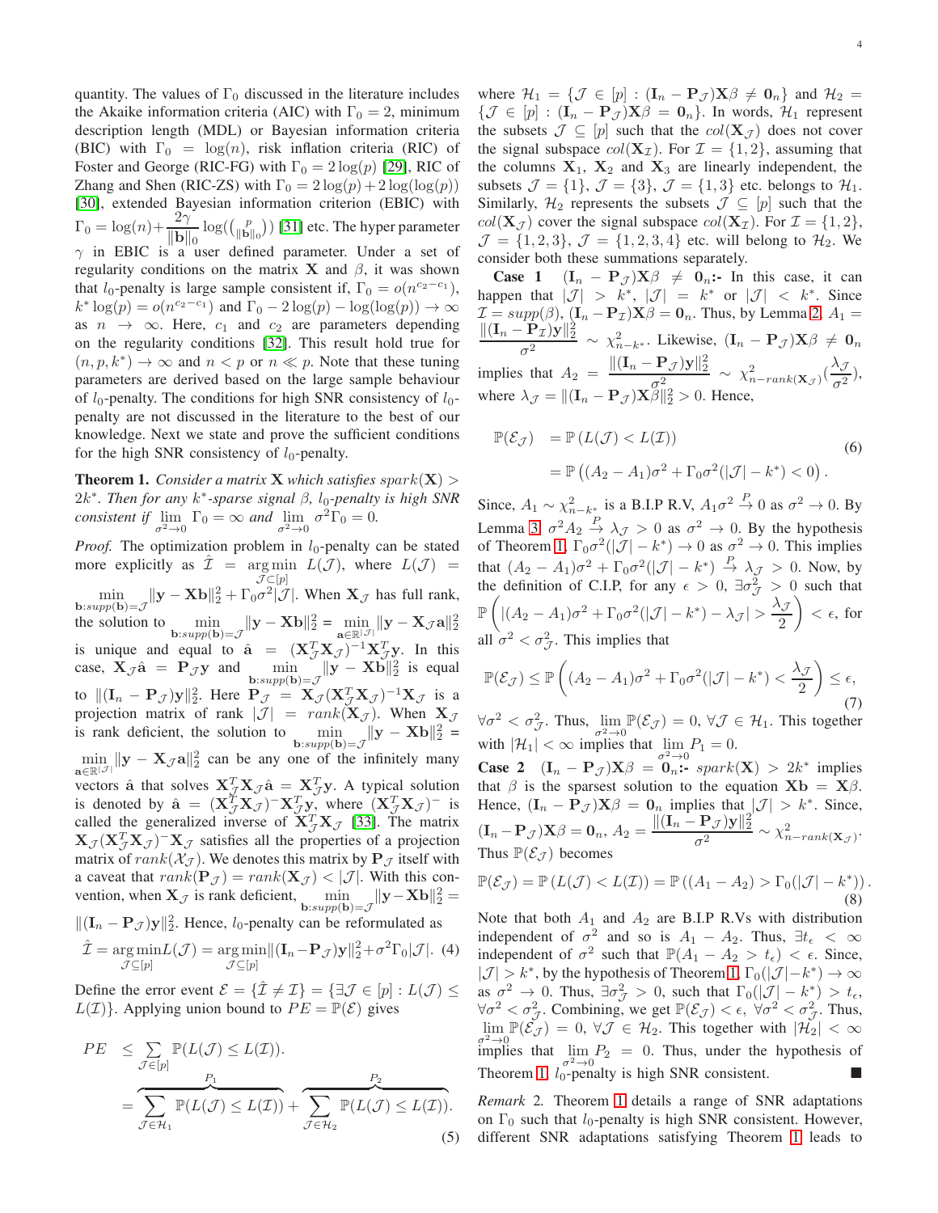quantity. The values of $\Gamma_0$ discussed in the literature includes the Akaike information criteria (AIC) with $\Gamma_0 = 2$, minimum description length (MDL) or Bayesian information criteria (BIC) with $\Gamma_0 = \log(n)$, risk inflation criteria (RIC) of Foster and George (RIC-FG) with $\Gamma_0 = 2\log(p)$ [29], RIC of Zhang and Shen (RIC-ZS) with $\Gamma_0 = 2\log(p) + 2\log(\log(p))$ [30], extended Bayesian information criterion (EBIC) with $\Gamma_0 = \log(n) + \dfrac{2\gamma}{\|\mathbf{b}\|_0}\log(\binom{p}{\|\mathbf{b}\|_0})$ [31] etc. The hyper parameter $\gamma$ in EBIC is a user defined parameter. Under a set of regularity conditions on the matrix $\mathbf{X}$ and $\beta$, it was shown that $l_0$-penalty is large sample consistent if, $\Gamma_0 = o(n^{c_2 - c_1})$, $k^* \log(p) = o(n^{c_2-c_1})$ and $\Gamma_0 - 2\log(p) - \log(\log(p)) \to \infty$ as $n \to \infty$. Here, $c_1$ and $c_2$ are parameters depending on the regularity conditions [32]. This result hold true for $(n, p, k^*) \to \infty$ and $n < p$ or $n \ll p$. Note that these tuning parameters are derived based on the large sample behaviour of $l_0$-penalty. The conditions for high SNR consistency of $l_0$-penalty are not discussed in the literature to the best of our knowledge. Next we state and prove the sufficient conditions for the high SNR consistency of $l_0$-penalty.

**Theorem 1.** *Consider a matrix $\mathbf{X}$ which satisfies $spark(\mathbf{X}) > 2k^*$. Then for any $k^*$-sparse signal $\beta$, $l_0$-penalty is high SNR consistent if $\lim\limits_{\sigma^2 \to 0} \Gamma_0 = \infty$ and $\lim\limits_{\sigma^2 \to 0} \sigma^2 \Gamma_0 = 0$.*

*Proof.* The optimization problem in $l_0$-penalty can be stated more explicitly as $\hat{\mathcal{I}} = \underset{\mathcal{J} \subset [p]}{\arg\min}\ L(\mathcal{J})$, where $L(\mathcal{J}) = \min\limits_{\mathbf{b}:supp(\mathbf{b}) = \mathcal{J}} \|\mathbf{y} - \mathbf{X}\mathbf{b}\|_2^2 + \Gamma_0 \sigma^2 |\mathcal{J}|$. When $\mathbf{X}_{\mathcal{J}}$ has full rank, the solution to $\min\limits_{\mathbf{b}:supp(\mathbf{b}) = \mathcal{J}} \|\mathbf{y} - \mathbf{X}\mathbf{b}\|_2^2 = \min\limits_{\mathbf{a} \in \mathbb{R}^{|\mathcal{J}|}} \|\mathbf{y} - \mathbf{X}_{\mathcal{J}}\mathbf{a}\|_2^2$ is unique and equal to $\hat{\mathbf{a}} = (\mathbf{X}_{\mathcal{J}}^T\mathbf{X}_{\mathcal{J}})^{-1}\mathbf{X}_{\mathcal{J}}^T\mathbf{y}$. In this case, $\mathbf{X}_{\mathcal{J}}\hat{\mathbf{a}} = \mathbf{P}_{\mathcal{J}}\mathbf{y}$ and $\min\limits_{\mathbf{b}:supp(\mathbf{b}) = \mathcal{J}} \|\mathbf{y} - \mathbf{X}\mathbf{b}\|_2^2$ is equal to $\|(\mathbf{I}_n - \mathbf{P}_{\mathcal{J}})\mathbf{y}\|_2^2$. Here $\mathbf{P}_{\mathcal{J}} = \mathbf{X}_{\mathcal{J}}(\mathbf{X}_{\mathcal{J}}^T\mathbf{X}_{\mathcal{J}})^{-1}\mathbf{X}_{\mathcal{J}}$ is a projection matrix of rank $|\mathcal{J}| = rank(\mathbf{X}_{\mathcal{J}})$. When $\mathbf{X}_{\mathcal{J}}$ is rank deficient, the solution to $\min\limits_{\mathbf{b}:supp(\mathbf{b}) = \mathcal{J}} \|\mathbf{y} - \mathbf{X}\mathbf{b}\|_2^2 = \min\limits_{\mathbf{a} \in \mathbb{R}^{|\mathcal{J}|}} \|\mathbf{y} - \mathbf{X}_{\mathcal{J}}\mathbf{a}\|_2^2$ can be any one of the infinitely many vectors $\hat{\mathbf{a}}$ that solves $\mathbf{X}_{\mathcal{J}}^T\mathbf{X}_{\mathcal{J}}\hat{\mathbf{a}} = \mathbf{X}_{\mathcal{J}}^T\mathbf{y}$. A typical solution is denoted by $\hat{\mathbf{a}} = (\mathbf{X}_{\mathcal{J}}^T\mathbf{X}_{\mathcal{J}})^{-}\mathbf{X}_{\mathcal{J}}^T\mathbf{y}$, where $(\mathbf{X}_{\mathcal{J}}^T\mathbf{X}_{\mathcal{J}})^{-}$ is called the generalized inverse of $\mathbf{X}_{\mathcal{J}}^T\mathbf{X}_{\mathcal{J}}$ [33]. The matrix $\mathbf{X}_{\mathcal{J}}(\mathbf{X}_{\mathcal{J}}^T\mathbf{X}_{\mathcal{J}})^{-}\mathbf{X}_{\mathcal{J}}$ satisfies all the properties of a projection matrix of $rank(\mathcal{X}_{\mathcal{J}})$. We denotes this matrix by $\mathbf{P}_{\mathcal{J}}$ itself with a caveat that $rank(\mathbf{P}_{\mathcal{J}}) = rank(\mathbf{X}_{\mathcal{J}}) < |\mathcal{J}|$. With this convention, when $\mathbf{X}_{\mathcal{J}}$ is rank deficient, $\min\limits_{\mathbf{b}:supp(\mathbf{b}) = \mathcal{J}} \|\mathbf{y} - \mathbf{X}\mathbf{b}\|_2^2 = \|(\mathbf{I}_n - \mathbf{P}_{\mathcal{J}})\mathbf{y}\|_2^2$. Hence, $l_0$-penalty can be reformulated as

$$\hat{\mathcal{I}} = \underset{\mathcal{J} \subseteq [p]}{\arg\min} L(\mathcal{J}) = \underset{\mathcal{J} \subseteq [p]}{\arg\min} \|(\mathbf{I}_n - \mathbf{P}_{\mathcal{J}})\mathbf{y}\|_2^2 + \sigma^2 \Gamma_0 |\mathcal{J}|. \quad (4)$$

Define the error event $\mathcal{E} = \{\hat{\mathcal{I}} \neq \mathcal{I}\} = \{\exists \mathcal{J} \in [p] : L(\mathcal{J}) \leq L(\mathcal{I})\}$. Applying union bound to $PE = \mathbb{P}(\mathcal{E})$ gives

$$\begin{aligned} PE &\leq \sum_{\mathcal{J} \in [p]} \mathbb{P}(L(\mathcal{J}) \leq L(\mathcal{I})). \\ &= \overbrace{\sum_{\mathcal{J} \in \mathcal{H}_1} \mathbb{P}(L(\mathcal{J}) \leq L(\mathcal{I}))}^{P_1} + \overbrace{\sum_{\mathcal{J} \in \mathcal{H}_2} \mathbb{P}(L(\mathcal{J}) \leq L(\mathcal{I}))}^{P_2}. \end{aligned} \quad (5)$$

where $\mathcal{H}_1 = \{\mathcal{J} \in [p] : (\mathbf{I}_n - \mathbf{P}_{\mathcal{J}})\mathbf{X}\beta \neq \mathbf{0}_n\}$ and $\mathcal{H}_2 = \{\mathcal{J} \in [p] : (\mathbf{I}_n - \mathbf{P}_{\mathcal{J}})\mathbf{X}\beta = \mathbf{0}_n\}$. In words, $\mathcal{H}_1$ represent the subsets $\mathcal{J} \subseteq [p]$ such that the $col(\mathbf{X}_{\mathcal{J}})$ does not cover the signal subspace $col(\mathbf{X}_{\mathcal{I}})$. For $\mathcal{I} = \{1, 2\}$, assuming that the columns $\mathbf{X}_1$, $\mathbf{X}_2$ and $\mathbf{X}_3$ are linearly independent, the subsets $\mathcal{J} = \{1\}$, $\mathcal{J} = \{3\}$, $\mathcal{J} = \{1, 3\}$ etc. belongs to $\mathcal{H}_1$. Similarly, $\mathcal{H}_2$ represents the subsets $\mathcal{J} \subseteq [p]$ such that the $col(\mathbf{X}_{\mathcal{J}})$ cover the signal subspace $col(\mathbf{X}_{\mathcal{I}})$. For $\mathcal{I} = \{1, 2\}$, $\mathcal{J} = \{1, 2, 3\}$, $\mathcal{J} = \{1, 2, 3, 4\}$ etc. will belong to $\mathcal{H}_2$. We consider both these summations separately.

**Case 1** $(\mathbf{I}_n - \mathbf{P}_{\mathcal{J}})\mathbf{X}\beta \neq \mathbf{0}_n$**:-** In this case, it can happen that $|\mathcal{J}| > k^*$, $|\mathcal{J}| = k^*$ or $|\mathcal{J}| < k^*$. Since $\mathcal{I} = supp(\beta)$, $(\mathbf{I}_n - \mathbf{P}_{\mathcal{I}})\mathbf{X}\beta = \mathbf{0}_n$. Thus, by Lemma 2, $A_1 = \dfrac{\|(\mathbf{I}_n - \mathbf{P}_{\mathcal{I}})\mathbf{y}\|_2^2}{\sigma^2} \sim \chi^2_{n-k^*}$. Likewise, $(\mathbf{I}_n - \mathbf{P}_{\mathcal{J}})\mathbf{X}\beta \neq \mathbf{0}_n$ implies that $A_2 = \dfrac{\|(\mathbf{I}_n - \mathbf{P}_{\mathcal{J}})\mathbf{y}\|_2^2}{\sigma^2} \sim \chi^2_{n - rank(\mathbf{X}_{\mathcal{J}})}(\dfrac{\lambda_{\mathcal{J}}}{\sigma^2})$, where $\lambda_{\mathcal{J}} = \|(\mathbf{I}_n - \mathbf{P}_{\mathcal{J}})\mathbf{X}\beta\|_2^2 > 0$. Hence,

$$\begin{aligned} \mathbb{P}(\mathcal{E}_{\mathcal{J}}) &= \mathbb{P}\left(L(\mathcal{J}) < L(\mathcal{I})\right) \\ &= \mathbb{P}\left((A_2 - A_1)\sigma^2 + \Gamma_0 \sigma^2(|\mathcal{J}| - k^*) < 0\right). \end{aligned} \quad (6)$$

Since, $A_1 \sim \chi^2_{n-k^*}$ is a B.I.P R.V, $A_1 \sigma^2 \xrightarrow{P} 0$ as $\sigma^2 \to 0$. By Lemma 3, $\sigma^2 A_2 \xrightarrow{P} \lambda_{\mathcal{J}} > 0$ as $\sigma^2 \to 0$. By the hypothesis of Theorem 1, $\Gamma_0 \sigma^2(|\mathcal{J}| - k^*) \to 0$ as $\sigma^2 \to 0$. This implies that $(A_2 - A_1)\sigma^2 + \Gamma_0 \sigma^2(|\mathcal{J}| - k^*) \xrightarrow{P} \lambda_{\mathcal{J}} > 0$. Now, by the definition of C.I.P, for any $\epsilon > 0$, $\exists \sigma^2_{\mathcal{J}} > 0$ such that $\mathbb{P}\left(|(A_2 - A_1)\sigma^2 + \Gamma_0 \sigma^2(|\mathcal{J}| - k^*) - \lambda_{\mathcal{J}}| > \dfrac{\lambda_{\mathcal{J}}}{2}\right) < \epsilon$, for all $\sigma^2 < \sigma^2_{\mathcal{J}}$. This implies that

$$\mathbb{P}(\mathcal{E}_{\mathcal{J}}) \leq \mathbb{P}\left((A_2 - A_1)\sigma^2 + \Gamma_0 \sigma^2(|\mathcal{J}| - k^*) < \frac{\lambda_{\mathcal{J}}}{2}\right) \leq \epsilon, \quad (7)$$

$\forall \sigma^2 < \sigma^2_{\mathcal{J}}$. Thus, $\lim\limits_{\sigma^2 \to 0} \mathbb{P}(\mathcal{E}_{\mathcal{J}}) = 0$, $\forall \mathcal{J} \in \mathcal{H}_1$. This together with $|\mathcal{H}_1| < \infty$ implies that $\lim\limits_{\sigma^2 \to 0} P_1 = 0$.

**Case 2** $(\mathbf{I}_n - \mathbf{P}_{\mathcal{J}})\mathbf{X}\beta = \mathbf{0}_n$**:-** $spark(\mathbf{X}) > 2k^*$ implies that $\beta$ is the sparsest solution to the equation $\mathbf{X}\mathbf{b} = \mathbf{X}\beta$. Hence, $(\mathbf{I}_n - \mathbf{P}_{\mathcal{J}})\mathbf{X}\beta = \mathbf{0}_n$ implies that $|\mathcal{J}| > k^*$. Since, $(\mathbf{I}_n - \mathbf{P}_{\mathcal{J}})\mathbf{X}\beta = \mathbf{0}_n$, $A_2 = \dfrac{\|(\mathbf{I}_n - \mathbf{P}_{\mathcal{J}})\mathbf{y}\|_2^2}{\sigma^2} \sim \chi^2_{n - rank(\mathbf{X}_{\mathcal{J}})}$. Thus $\mathbb{P}(\mathcal{E}_{\mathcal{J}})$ becomes

$$\mathbb{P}(\mathcal{E}_{\mathcal{J}}) = \mathbb{P}\left(L(\mathcal{J}) < L(\mathcal{I})\right) = \mathbb{P}\left((A_1 - A_2) > \Gamma_0(|\mathcal{J}| - k^*)\right). \quad (8)$$

Note that both $A_1$ and $A_2$ are B.I.P R.Vs with distribution independent of $\sigma^2$ and so is $A_1 - A_2$. Thus, $\exists t_\epsilon < \infty$ independent of $\sigma^2$ such that $\mathbb{P}(A_1 - A_2 > t_\epsilon) < \epsilon$. Since, $|\mathcal{J}| > k^*$, by the hypothesis of Theorem 1, $\Gamma_0(|\mathcal{J}| - k^*) \to \infty$ as $\sigma^2 \to 0$. Thus, $\exists \sigma^2_{\mathcal{J}} > 0$, such that $\Gamma_0(|\mathcal{J}| - k^*) > t_\epsilon$, $\forall \sigma^2 < \sigma^2_{\mathcal{J}}$. Combining, we get $\mathbb{P}(\mathcal{E}_{\mathcal{J}}) < \epsilon$, $\forall \sigma^2 < \sigma^2_{\mathcal{J}}$. Thus, $\lim\limits_{\sigma^2 \to 0} \mathbb{P}(\mathcal{E}_{\mathcal{J}}) = 0$, $\forall \mathcal{J} \in \mathcal{H}_2$. This together with $|\mathcal{H}_2| < \infty$ implies that $\lim\limits_{\sigma^2 \to 0} P_2 = 0$. Thus, under the hypothesis of Theorem 1, $l_0$-penalty is high SNR consistent. ∎

*Remark* 2. Theorem 1 details a range of SNR adaptations on $\Gamma_0$ such that $l_0$-penalty is high SNR consistent. However, different SNR adaptations satisfying Theorem 1 leads to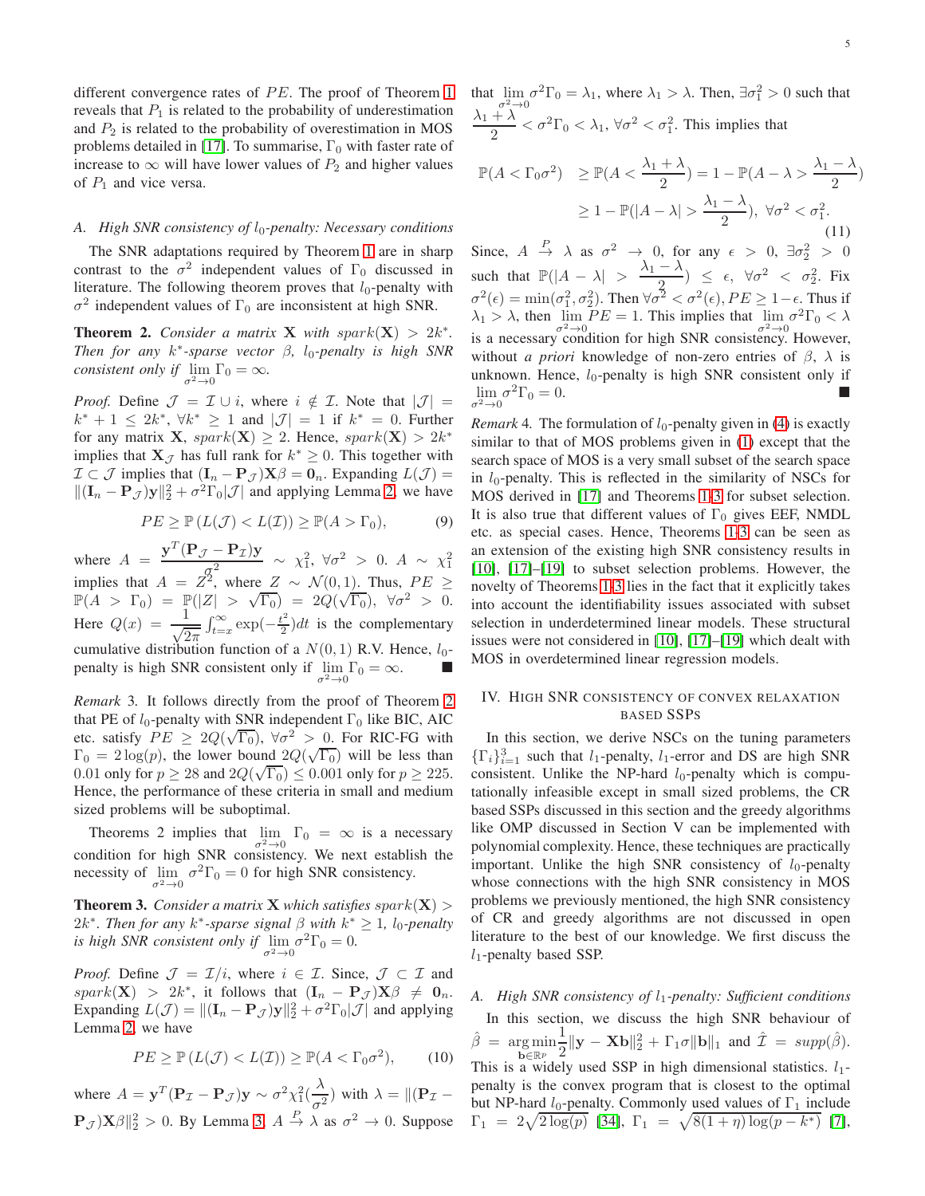different convergence rates of $PE$. The proof of Theorem 1 reveals that $P_1$ is related to the probability of underestimation and $P_2$ is related to the probability of overestimation in MOS problems detailed in [17]. To summarise, $\Gamma_0$ with faster rate of increase to $\infty$ will have lower values of $P_2$ and higher values of $P_1$ and vice versa.

### A. High SNR consistency of $l_0$-penalty: Necessary conditions

The SNR adaptations required by Theorem 1 are in sharp contrast to the $\sigma^2$ independent values of $\Gamma_0$ discussed in literature. The following theorem proves that $l_0$-penalty with $\sigma^2$ independent values of $\Gamma_0$ are inconsistent at high SNR.

**Theorem 2.** *Consider a matrix $\mathbf{X}$ with $spark(\mathbf{X}) > 2k^*$. Then for any $k^*$-sparse vector $\beta$, $l_0$-penalty is high SNR consistent only if $\lim\limits_{\sigma^2\to 0}\Gamma_0 = \infty$.*

*Proof.* Define $\mathcal{J} = \mathcal{I}\cup i$, where $i \notin \mathcal{I}$. Note that $|\mathcal{J}| = k^*+1 \leq 2k^*$, $\forall k^* \geq 1$ and $|\mathcal{J}| = 1$ if $k^* = 0$. Further for any matrix $\mathbf{X}$, $spark(\mathbf{X}) \geq 2$. Hence, $spark(\mathbf{X}) > 2k^*$ implies that $\mathbf{X}_{\mathcal{J}}$ has full rank for $k^* \geq 0$. This together with $\mathcal{I}\subset\mathcal{J}$ implies that $(\mathbf{I}_n - \mathbf{P}_{\mathcal{J}})\mathbf{X}\beta = \mathbf{0}_n$. Expanding $L(\mathcal{J}) = \|(\mathbf{I}_n - \mathbf{P}_{\mathcal{J}})\mathbf{y}\|_2^2 + \sigma^2\Gamma_0|\mathcal{J}|$ and applying Lemma 2, we have

$$PE \geq \mathbb{P}\left(L(\mathcal{J}) < L(\mathcal{I})\right) \geq \mathbb{P}(A > \Gamma_0), \tag{9}$$

where $A = \dfrac{\mathbf{y}^T(\mathbf{P}_{\mathcal{J}} - \mathbf{P}_{\mathcal{I}})\mathbf{y}}{\sigma^2} \sim \chi^2_1$, $\forall \sigma^2 > 0$. $A \sim \chi^2_1$ implies that $A = Z^2$, where $Z \sim \mathcal{N}(0,1)$. Thus, $PE \geq \mathbb{P}(A > \Gamma_0) = \mathbb{P}(|Z| > \sqrt{\Gamma_0}) = 2Q(\sqrt{\Gamma_0})$, $\forall \sigma^2 > 0$. Here $Q(x) = \frac{1}{\sqrt{2\pi}}\int_{t=x}^{\infty}\exp(-\frac{t^2}{2})dt$ is the complementary cumulative distribution function of a $N(0,1)$ R.V. Hence, $l_0$-penalty is high SNR consistent only if $\lim\limits_{\sigma^2\to 0}\Gamma_0 = \infty$. ■

*Remark* 3. It follows directly from the proof of Theorem 2 that PE of $l_0$-penalty with SNR independent $\Gamma_0$ like BIC, AIC etc. satisfy $PE \geq 2Q(\sqrt{\Gamma_0})$, $\forall \sigma^2 > 0$. For RIC-FG with $\Gamma_0 = 2\log(p)$, the lower bound $2Q(\sqrt{\Gamma_0})$ will be less than $0.01$ only for $p \geq 28$ and $2Q(\sqrt{\Gamma_0}) \leq 0.001$ only for $p \geq 225$. Hence, the performance of these criteria in small and medium sized problems will be suboptimal.

Theorems 2 implies that $\lim\limits_{\sigma^2\to 0}\Gamma_0 = \infty$ is a necessary condition for high SNR consistency. We next establish the necessity of $\lim\limits_{\sigma^2\to 0}\sigma^2\Gamma_0 = 0$ for high SNR consistency.

**Theorem 3.** *Consider a matrix $\mathbf{X}$ which satisfies $spark(\mathbf{X}) > 2k^*$. Then for any $k^*$-sparse signal $\beta$ with $k^* \geq 1$, $l_0$-penalty is high SNR consistent only if $\lim\limits_{\sigma^2\to 0}\sigma^2\Gamma_0 = 0$.*

*Proof.* Define $\mathcal{J} = \mathcal{I}/i$, where $i \in \mathcal{I}$. Since, $\mathcal{J}\subset\mathcal{I}$ and $spark(\mathbf{X}) > 2k^*$, it follows that $(\mathbf{I}_n - \mathbf{P}_{\mathcal{J}})\mathbf{X}\beta \neq \mathbf{0}_n$. Expanding $L(\mathcal{J}) = \|(\mathbf{I}_n - \mathbf{P}_{\mathcal{J}})\mathbf{y}\|_2^2 + \sigma^2\Gamma_0|\mathcal{J}|$ and applying Lemma 2, we have

$$PE \geq \mathbb{P}\left(L(\mathcal{J}) < L(\mathcal{I})\right) \geq \mathbb{P}(A < \Gamma_0\sigma^2), \tag{10}$$

where $A = \mathbf{y}^T(\mathbf{P}_{\mathcal{I}} - \mathbf{P}_{\mathcal{J}})\mathbf{y} \sim \sigma^2\chi^2_1(\frac{\lambda}{\sigma^2})$ with $\lambda = \|(\mathbf{P}_{\mathcal{I}} - \mathbf{P}_{\mathcal{J}})\mathbf{X}\beta\|_2^2 > 0$. By Lemma 3, $A \xrightarrow{P} \lambda$ as $\sigma^2 \to 0$. Suppose that $\lim\limits_{\sigma^2\to 0}\sigma^2\Gamma_0 = \lambda_1$, where $\lambda_1 > \lambda$. Then, $\exists\sigma_1^2 > 0$ such that $\dfrac{\lambda_1+\lambda}{2} < \sigma^2\Gamma_0 < \lambda_1$, $\forall\sigma^2 < \sigma_1^2$. This implies that

$$\begin{aligned}
\mathbb{P}(A < \Gamma_0\sigma^2) &\geq \mathbb{P}(A < \frac{\lambda_1+\lambda}{2}) = 1 - \mathbb{P}(A - \lambda > \frac{\lambda_1-\lambda}{2}) \\
&\geq 1 - \mathbb{P}(|A-\lambda| > \frac{\lambda_1-\lambda}{2}),\ \forall\sigma^2 < \sigma_1^2.
\end{aligned} \tag{11}$$

Since, $A \xrightarrow{P} \lambda$ as $\sigma^2 \to 0$, for any $\epsilon > 0$, $\exists\sigma_2^2 > 0$ such that $\mathbb{P}(|A-\lambda| > \dfrac{\lambda_1-\lambda}{2}) \leq \epsilon$, $\forall\sigma^2 < \sigma_2^2$. Fix $\sigma^2(\epsilon) = \min(\sigma_1^2, \sigma_2^2)$. Then $\forall\sigma^2 < \sigma^2(\epsilon), PE \geq 1-\epsilon$. Thus if $\lambda_1 > \lambda$, then $\lim\limits_{\sigma^2\to 0}PE = 1$. This implies that $\lim\limits_{\sigma^2\to 0}\sigma^2\Gamma_0 < \lambda$ is a necessary condition for high SNR consistency. However, without *a priori* knowledge of non-zero entries of $\beta$, $\lambda$ is unknown. Hence, $l_0$-penalty is high SNR consistent only if $\lim\limits_{\sigma^2\to 0}\sigma^2\Gamma_0 = 0$. ■

*Remark* 4. The formulation of $l_0$-penalty given in (4) is exactly similar to that of MOS problems given in (1) except that the search space of MOS is a very small subset of the search space in $l_0$-penalty. This is reflected in the similarity of NSCs for MOS derived in [17] and Theorems 1-3 for subset selection. It is also true that different values of $\Gamma_0$ gives EEF, NMDL etc. as special cases. Hence, Theorems 1-3 can be seen as an extension of the existing high SNR consistency results in [10], [17]–[19] to subset selection problems. However, the novelty of Theorems 1-3 lies in the fact that it explicitly takes into account the identifiability issues associated with subset selection in underdetermined linear models. These structural issues were not considered in [10], [17]–[19] which dealt with MOS in overdetermined linear regression models.

## IV. High SNR consistency of convex relaxation based SSPs

In this section, we derive NSCs on the tuning parameters $\{\Gamma_i\}_{i=1}^3$ such that $l_1$-penalty, $l_1$-error and DS are high SNR consistent. Unlike the NP-hard $l_0$-penalty which is computationally infeasible except in small sized problems, the CR based SSPs discussed in this section and the greedy algorithms like OMP discussed in Section V can be implemented with polynomial complexity. Hence, these techniques are practically important. Unlike the high SNR consistency of $l_0$-penalty whose connections with the high SNR consistency in MOS problems we previously mentioned, the high SNR consistency of CR and greedy algorithms are not discussed in open literature to the best of our knowledge. We first discuss the $l_1$-penalty based SSP.

### A. High SNR consistency of $l_1$-penalty: Sufficient conditions

In this section, we discuss the high SNR behaviour of $\hat{\beta} = \underset{\mathbf{b}\in\mathbb{R}^p}{\arg\min}\frac{1}{2}\|\mathbf{y} - \mathbf{X}\mathbf{b}\|_2^2 + \Gamma_1\sigma\|\mathbf{b}\|_1$ and $\hat{\mathcal{I}} = supp(\hat{\beta})$. This is a widely used SSP in high dimensional statistics. $l_1$-penalty is the convex program that is closest to the optimal but NP-hard $l_0$-penalty. Commonly used values of $\Gamma_1$ include $\Gamma_1 = 2\sqrt{2\log(p)}$ [34], $\Gamma_1 = \sqrt{8(1+\eta)\log(p-k^*)}$ [7],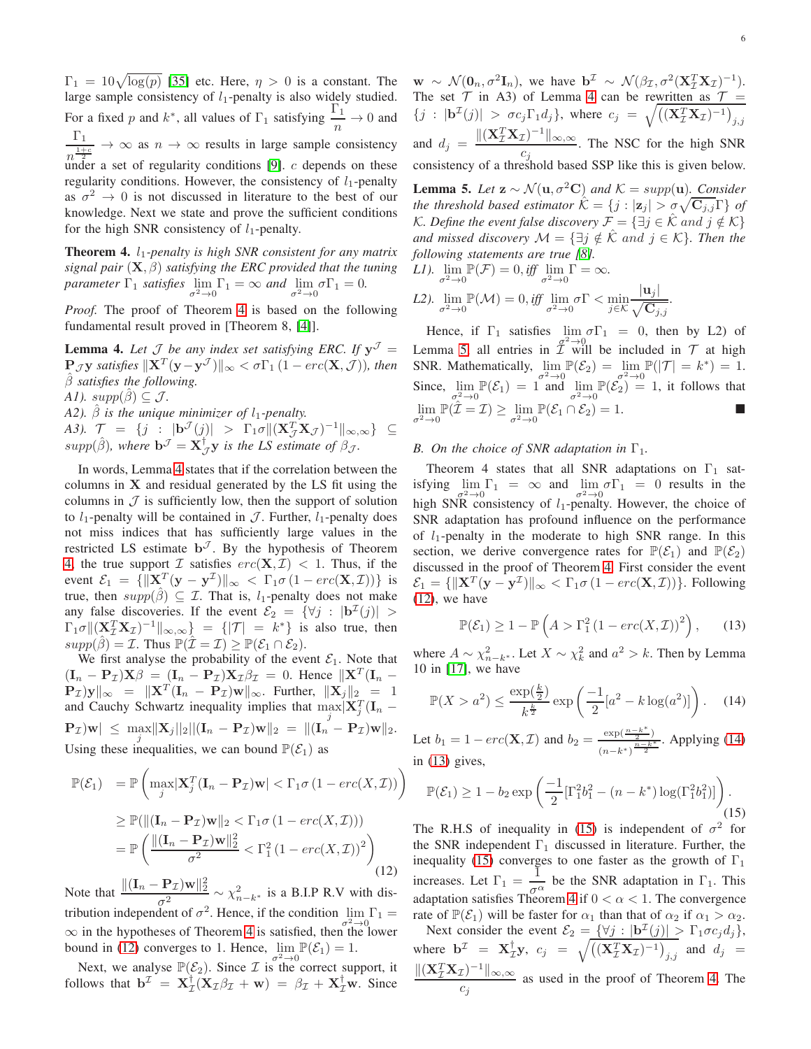$\Gamma_1 = 10\sqrt{\log(p)}$ [35] etc. Here, $\eta > 0$ is a constant. The large sample consistency of $l_1$-penalty is also widely studied. For a fixed $p$ and $k^*$, all values of $\Gamma_1$ satisfying $\frac{\Gamma_1}{n} \rightarrow 0$ and $\frac{\Gamma_1}{n^{\frac{1+c}{2}}} \rightarrow \infty$ as $n \rightarrow \infty$ results in large sample consistency under a set of regularity conditions [9]. $c$ depends on these regularity conditions. However, the consistency of $l_1$-penalty as $\sigma^2 \rightarrow 0$ is not discussed in literature to the best of our knowledge. Next we state and prove the sufficient conditions for the high SNR consistency of $l_1$-penalty.

**Theorem 4.** *$l_1$-penalty is high SNR consistent for any matrix signal pair $(\mathbf{X}, \beta)$ satisfying the ERC provided that the tuning parameter $\Gamma_1$ satisfies $\lim\limits_{\sigma^2 \rightarrow 0} \Gamma_1 = \infty$ and $\lim\limits_{\sigma^2 \rightarrow 0} \sigma\Gamma_1 = 0$.*

*Proof.* The proof of Theorem 4 is based on the following fundamental result proved in [Theorem 8, [4]].

**Lemma 4.** *Let $\mathcal{J}$ be any index set satisfying ERC. If $\mathbf{y}^{\mathcal{J}} = \mathbf{P}_{\mathcal{J}}\mathbf{y}$ satisfies $\|\mathbf{X}^T(\mathbf{y}-\mathbf{y}^{\mathcal{J}})\|_\infty < \sigma\Gamma_1\left(1-erc(\mathbf{X},\mathcal{J})\right)$, then $\hat{\beta}$ satisfies the following.*
*A1). $supp(\hat{\beta}) \subseteq \mathcal{J}$.*
*A2). $\hat{\beta}$ is the unique minimizer of $l_1$-penalty.*
*A3). $\mathcal{T} = \{j : |\mathbf{b}^{\mathcal{J}}(j)| > \Gamma_1\sigma\|(\mathbf{X}_{\mathcal{J}}^T\mathbf{X}_{\mathcal{J}})^{-1}\|_{\infty,\infty}\} \subseteq supp(\hat{\beta})$, where $\mathbf{b}^{\mathcal{J}} = \mathbf{X}_{\mathcal{J}}^{\dagger}\mathbf{y}$ is the LS estimate of $\beta_{\mathcal{J}}$.*

In words, Lemma 4 states that if the correlation between the columns in $\mathbf{X}$ and residual generated by the LS fit using the columns in $\mathcal{J}$ is sufficiently low, then the support of solution to $l_1$-penalty will be contained in $\mathcal{J}$. Further, $l_1$-penalty does not miss indices that has sufficiently large values in the restricted LS estimate $\mathbf{b}^{\mathcal{J}}$. By the hypothesis of Theorem 4, the true support $\mathcal{I}$ satisfies $erc(\mathbf{X},\mathcal{I}) < 1$. Thus, if the event $\mathcal{E}_1 = \{\|\mathbf{X}^T(\mathbf{y}-\mathbf{y}^{\mathcal{I}})\|_\infty < \Gamma_1\sigma\left(1-erc(\mathbf{X},\mathcal{I})\right)\}$ is true, then $supp(\hat{\beta}) \subseteq \mathcal{I}$. That is, $l_1$-penalty does not make any false discoveries. If the event $\mathcal{E}_2 = \{\forall j : |\mathbf{b}^{\mathcal{I}}(j)| > \Gamma_1\sigma\|(\mathbf{X}_{\mathcal{I}}^T\mathbf{X}_{\mathcal{I}})^{-1}\|_{\infty,\infty}\} = \{|\mathcal{T}| = k^*\}$ is also true, then $supp(\hat{\beta}) = \mathcal{I}$. Thus $\mathbb{P}(\hat{\mathcal{I}} = \mathcal{I}) \geq \mathbb{P}(\mathcal{E}_1 \cap \mathcal{E}_2)$.

We first analyse the probability of the event $\mathcal{E}_1$. Note that $(\mathbf{I}_n - \mathbf{P}_{\mathcal{I}})\mathbf{X}\beta = (\mathbf{I}_n - \mathbf{P}_{\mathcal{I}})\mathbf{X}_{\mathcal{I}}\beta_{\mathcal{I}} = 0$. Hence $\|\mathbf{X}^T(\mathbf{I}_n - \mathbf{P}_{\mathcal{I}})\mathbf{y}\|_\infty = \|\mathbf{X}^T(\mathbf{I}_n - \mathbf{P}_{\mathcal{I}})\mathbf{w}\|_\infty$. Further, $\|\mathbf{X}_j\|_2 = 1$ and Cauchy Schwartz inequality implies that $\max\limits_j|\mathbf{X}_j^T(\mathbf{I}_n - \mathbf{P}_{\mathcal{I}})\mathbf{w}| \leq \max\limits_j\|\mathbf{X}_j\|_2\|(\mathbf{I}_n - \mathbf{P}_{\mathcal{I}})\mathbf{w}\|_2 = \|(\mathbf{I}_n - \mathbf{P}_{\mathcal{I}})\mathbf{w}\|_2$. Using these inequalities, we can bound $\mathbb{P}(\mathcal{E}_1)$ as

$$
\begin{aligned}
\mathbb{P}(\mathcal{E}_1) &= \mathbb{P}\left(\max_j|\mathbf{X}_j^T(\mathbf{I}_n - \mathbf{P}_{\mathcal{I}})\mathbf{w}| < \Gamma_1\sigma\left(1-erc(X,\mathcal{I})\right)\right) \\
&\geq \mathbb{P}(\|(\mathbf{I}_n - \mathbf{P}_{\mathcal{I}})\mathbf{w}\|_2 < \Gamma_1\sigma\left(1-erc(X,\mathcal{I})\right)) \\
&= \mathbb{P}\left(\frac{\|(\mathbf{I}_n - \mathbf{P}_{\mathcal{I}})\mathbf{w}\|_2^2}{\sigma^2} < \Gamma_1^2\left(1-erc(X,\mathcal{I})\right)^2\right)
\end{aligned} \tag{12}
$$

Note that $\frac{\|(\mathbf{I}_n - \mathbf{P}_{\mathcal{I}})\mathbf{w}\|_2^2}{\sigma^2} \sim \chi^2_{n-k^*}$ is a B.I.P R.V with distribution independent of $\sigma^2$. Hence, if the condition $\lim\limits_{\sigma^2 \rightarrow 0} \Gamma_1 = \infty$ in the hypotheses of Theorem 4 is satisfied, then the lower bound in (12) converges to 1. Hence, $\lim\limits_{\sigma^2 \rightarrow 0} \mathbb{P}(\mathcal{E}_1) = 1$.

Next, we analyse $\mathbb{P}(\mathcal{E}_2)$. Since $\mathcal{I}$ is the correct support, it follows that $\mathbf{b}^{\mathcal{I}} = \mathbf{X}_{\mathcal{I}}^{\dagger}(\mathbf{X}_{\mathcal{I}}\beta_{\mathcal{I}} + \mathbf{w}) = \beta_{\mathcal{I}} + \mathbf{X}_{\mathcal{I}}^{\dagger}\mathbf{w}$. Since $\mathbf{w} \sim \mathcal{N}(\mathbf{0}_n, \sigma^2\mathbf{I}_n)$, we have $\mathbf{b}^{\mathcal{I}} \sim \mathcal{N}(\beta_{\mathcal{I}}, \sigma^2(\mathbf{X}_{\mathcal{I}}^T\mathbf{X}_{\mathcal{I}})^{-1})$. The set $\mathcal{T}$ in A3) of Lemma 4 can be rewritten as $\mathcal{T} = \{j : |\mathbf{b}^{\mathcal{I}}(j)| > \sigma c_j\Gamma_1 d_j\}$, where $c_j = \sqrt{\left((\mathbf{X}_{\mathcal{I}}^T\mathbf{X}_{\mathcal{I}})^{-1}\right)_{j,j}}$ and $d_j = \frac{\|(\mathbf{X}_{\mathcal{I}}^T\mathbf{X}_{\mathcal{I}})^{-1}\|_{\infty,\infty}}{c_j}$. The NSC for the high SNR consistency of a threshold based SSP like this is given below.

**Lemma 5.** *Let $\mathbf{z} \sim \mathcal{N}(\mathbf{u}, \sigma^2\mathbf{C})$ and $\mathcal{K} = supp(\mathbf{u})$. Consider the threshold based estimator $\hat{\mathcal{K}} = \{j : |\mathbf{z}_j| > \sigma\sqrt{\mathbf{C}_{j,j}}\Gamma\}$ of $\mathcal{K}$. Define the event false discovery $\mathcal{F} = \{\exists j \in \hat{\mathcal{K}} \text{ and } j \notin \mathcal{K}\}$ and missed discovery $\mathcal{M} = \{\exists j \notin \hat{\mathcal{K}} \text{ and } j \in \mathcal{K}\}$. Then the following statements are true [8].*
*L1). $\lim\limits_{\sigma^2 \rightarrow 0} \mathbb{P}(\mathcal{F}) = 0$, iff $\lim\limits_{\sigma^2 \rightarrow 0} \Gamma = \infty$.*
*L2). $\lim\limits_{\sigma^2 \rightarrow 0} \mathbb{P}(\mathcal{M}) = 0$, iff $\lim\limits_{\sigma^2 \rightarrow 0} \sigma\Gamma < \min\limits_{j \in \mathcal{K}} \frac{|\mathbf{u}_j|}{\sqrt{\mathbf{C}_{j,j}}}$.*

Hence, if $\Gamma_1$ satisfies $\lim\limits_{\sigma^2 \rightarrow 0} \sigma\Gamma_1 = 0$, then by L2) of Lemma 5 all entries in $\mathcal{I}$ will be included in $\mathcal{T}$ at high SNR. Mathematically, $\lim\limits_{\sigma^2 \rightarrow 0} \mathbb{P}(\mathcal{E}_2) = \lim\limits_{\sigma^2 \rightarrow 0} \mathbb{P}(|\mathcal{T}| = k^*) = 1$. Since, $\lim\limits_{\sigma^2 \rightarrow 0} \mathbb{P}(\mathcal{E}_1) = 1$ and $\lim\limits_{\sigma^2 \rightarrow 0} \mathbb{P}(\mathcal{E}_2) = 1$, it follows that $\lim\limits_{\sigma^2 \rightarrow 0} \mathbb{P}(\hat{\mathcal{I}} = \mathcal{I}) \geq \lim\limits_{\sigma^2 \rightarrow 0} \mathbb{P}(\mathcal{E}_1 \cap \mathcal{E}_2) = 1$. ■

### B. On the choice of SNR adaptation in $\Gamma_1$.

Theorem 4 states that all SNR adaptations on $\Gamma_1$ satisfying $\lim\limits_{\sigma^2 \rightarrow 0} \Gamma_1 = \infty$ and $\lim\limits_{\sigma^2 \rightarrow 0} \sigma\Gamma_1 = 0$ results in the high SNR consistency of $l_1$-penalty. However, the choice of SNR adaptation has profound influence on the performance of $l_1$-penalty in the moderate to high SNR range. In this section, we derive convergence rates for $\mathbb{P}(\mathcal{E}_1)$ and $\mathbb{P}(\mathcal{E}_2)$ discussed in the proof of Theorem 4. First consider the event $\mathcal{E}_1 = \{\|\mathbf{X}^T(\mathbf{y}-\mathbf{y}^{\mathcal{I}})\|_\infty < \Gamma_1\sigma\left(1-erc(\mathbf{X},\mathcal{I})\right)\}$. Following (12), we have

$$
\mathbb{P}(\mathcal{E}_1) \geq 1 - \mathbb{P}\left(A > \Gamma_1^2\left(1-erc(X,\mathcal{I})\right)^2\right), \tag{13}
$$

where $A \sim \chi^2_{n-k^*}$. Let $X \sim \chi^2_k$ and $a^2 > k$. Then by Lemma 10 in [17], we have

$$
\mathbb{P}(X > a^2) \leq \frac{\exp(\frac{k}{2})}{k^{\frac{k}{2}}}\exp\left(\frac{-1}{2}[a^2 - k\log(a^2)]\right). \tag{14}
$$

Let $b_1 = 1 - erc(\mathbf{X},\mathcal{I})$ and $b_2 = \frac{\exp(\frac{n-k^*}{2})}{(n-k^*)^{\frac{n-k^*}{2}}}$. Applying (14) in (13) gives,

$$
\mathbb{P}(\mathcal{E}_1) \geq 1 - b_2\exp\left(\frac{-1}{2}[\Gamma_1^2b_1^2 - (n-k^*)\log(\Gamma_1^2b_1^2)]\right). \tag{15}
$$

The R.H.S of inequality in (15) is independent of $\sigma^2$ for the SNR independent $\Gamma_1$ discussed in literature. Further, the inequality (15) converges to one faster as the growth of $\Gamma_1$ increases. Let $\Gamma_1 = \frac{1}{\sigma^\alpha}$ be the SNR adaptation in $\Gamma_1$. This adaptation satisfies Theorem 4 if $0 < \alpha < 1$. The convergence rate of $\mathbb{P}(\mathcal{E}_1)$ will be faster for $\alpha_1$ than that of $\alpha_2$ if $\alpha_1 > \alpha_2$.

Next consider the event $\mathcal{E}_2 = \{\forall j : |\mathbf{b}^{\mathcal{I}}(j)| > \Gamma_1\sigma c_j d_j\}$, where $\mathbf{b}^{\mathcal{I}} = \mathbf{X}_{\mathcal{I}}^{\dagger}\mathbf{y}$, $c_j = \sqrt{\left((\mathbf{X}_{\mathcal{I}}^T\mathbf{X}_{\mathcal{I}})^{-1}\right)_{j,j}}$ and $d_j = \frac{\|(\mathbf{X}_{\mathcal{I}}^T\mathbf{X}_{\mathcal{I}})^{-1}\|_{\infty,\infty}}{c_j}$ as used in the proof of Theorem 4. The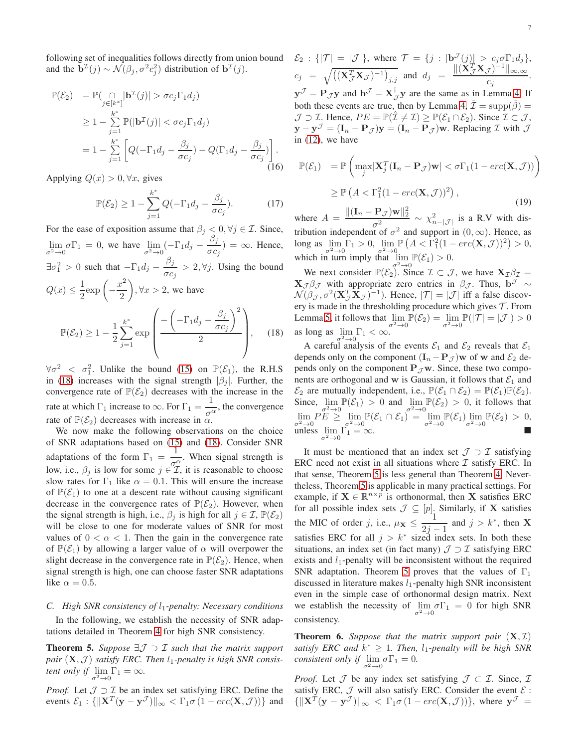following set of inequalities follows directly from union bound and the $\mathbf{b}^{\mathcal{I}}(j) \sim \mathcal{N}(\beta_j, \sigma^2 c_j^2)$ distribution of $\mathbf{b}^{\mathcal{I}}(j)$.

$$
\begin{aligned}
\mathbb{P}(\mathcal{E}_2) &= \mathbb{P}(\underset{j\in[k^*]}{\cap}|\mathbf{b}^{\mathcal{I}}(j)| > \sigma c_j \Gamma_1 d_j) \\
&\geq 1 - \sum_{j=1}^{k^*} \mathbb{P}(|\mathbf{b}^{\mathcal{I}}(j)| < \sigma c_j \Gamma_1 d_j) \\
&= 1 - \sum_{j=1}^{k^*} \left[ Q(-\Gamma_1 d_j - \frac{\beta_j}{\sigma c_j}) - Q(\Gamma_1 d_j - \frac{\beta_j}{\sigma c_j}) \right].
\end{aligned} \tag{16}
$$

Applying $Q(x) > 0, \forall x$, gives

$$
\mathbb{P}(\mathcal{E}_2) \geq 1 - \sum_{j=1}^{k^*} Q(-\Gamma_1 d_j - \frac{\beta_j}{\sigma c_j}). \tag{17}
$$

For the ease of exposition assume that $\beta_j < 0, \forall j \in \mathcal{I}$. Since, $\lim\limits_{\sigma^2\to 0}\sigma\Gamma_1 = 0$, we have $\lim\limits_{\sigma^2\to 0}(-\Gamma_1 d_j - \dfrac{\beta_j}{\sigma c_j}) = \infty$. Hence, $\exists \sigma_1^2 > 0$ such that $-\Gamma_1 d_j - \dfrac{\beta_j}{\sigma c_j} > 2, \forall j$. Using the bound $Q(x) \leq \dfrac{1}{2}\exp\left(-\dfrac{x^2}{2}\right), \forall x > 2$, we have

$$
\mathbb{P}(\mathcal{E}_2) \geq 1 - \frac{1}{2}\sum_{j=1}^{k^*} \exp\left( \frac{-\left(-\Gamma_1 d_j - \dfrac{\beta_j}{\sigma c_j}\right)^2}{2} \right), \tag{18}
$$

$\forall \sigma^2 < \sigma_1^2$. Unlike the bound (15) on $\mathbb{P}(\mathcal{E}_1)$, the R.H.S in (18) increases with the signal strength $|\beta_j|$. Further, the convergence rate of $\mathbb{P}(\mathcal{E}_2)$ decreases with the increase in the rate at which $\Gamma_1$ increase to $\infty$. For $\Gamma_1 = \dfrac{1}{\sigma^\alpha}$, the convergence rate of $\mathbb{P}(\mathcal{E}_2)$ decreases with increase in $\alpha$.

We now make the following observations on the choice of SNR adaptations based on (15) and (18). Consider SNR adaptations of the form $\Gamma_1 = \dfrac{1}{\sigma^\alpha}$. When signal strength is low, i.e., $\beta_j$ is low for some $j \in \mathcal{I}$, it is reasonable to choose slow rates for $\Gamma_1$ like $\alpha = 0.1$. This will ensure the increase of $\mathbb{P}(\mathcal{E}_1)$ to one at a descent rate without causing significant decrease in the convergence rates of $\mathbb{P}(\mathcal{E}_2)$. However, when the signal strength is high, i.e., $\beta_j$ is high for all $j \in \mathcal{I}$, $\mathbb{P}(\mathcal{E}_2)$ will be close to one for moderate values of SNR for most values of $0 < \alpha < 1$. Then the gain in the convergence rate of $\mathbb{P}(\mathcal{E}_1)$ by allowing a larger value of $\alpha$ will overpower the slight decrease in the convergence rate in $\mathbb{P}(\mathcal{E}_2)$. Hence, when signal strength is high, one can choose faster SNR adaptations like $\alpha = 0.5$.

### C. High SNR consistency of $l_1$-penalty: Necessary conditions

In the following, we establish the necessity of SNR adaptations detailed in Theorem 4 for high SNR consistency.

**Theorem 5.** *Suppose $\exists \mathcal{J} \supset \mathcal{I}$ such that the matrix support pair $(\mathbf{X}, \mathcal{J})$ satisfy ERC. Then $l_1$-penalty is high SNR consistent only if $\lim\limits_{\sigma^2\to 0}\Gamma_1 = \infty$.*

*Proof.* Let $\mathcal{J} \supset \mathcal{I}$ be an index set satisfying ERC. Define the events $\mathcal{E}_1 : \{\|\mathbf{X}^T(\mathbf{y} - \mathbf{y}^{\mathcal{J}})\|_\infty < \Gamma_1\sigma(1 - erc(\mathbf{X}, \mathcal{J}))\}$ and $\mathcal{E}_2 : \{|\mathcal{T}| = |\mathcal{J}|\}$, where $\mathcal{T} = \{j : |\mathbf{b}^{\mathcal{J}}(j)| > c_j\sigma\Gamma_1 d_j\}$, $c_j = \sqrt{((\mathbf{X}_{\mathcal{J}}^T\mathbf{X}_{\mathcal{J}})^{-1})_{j,j}}$ and $d_j = \dfrac{\|(\mathbf{X}_{\mathcal{J}}^T\mathbf{X}_{\mathcal{J}})^{-1}\|_{\infty,\infty}}{c_j}$. $\mathbf{y}^{\mathcal{J}} = \mathbf{P}_{\mathcal{J}}\mathbf{y}$ and $\mathbf{b}^{\mathcal{J}} = \mathbf{X}_{\mathcal{J}}^\dagger\mathbf{y}$ are the same as in Lemma 4. If both these events are true, then by Lemma 4, $\hat{\mathcal{I}} = \text{supp}(\hat{\beta}) = \mathcal{J} \supset \mathcal{I}$. Hence, $PE = \mathbb{P}(\hat{\mathcal{I}} \neq \mathcal{I}) \geq \mathbb{P}(\mathcal{E}_1 \cap \mathcal{E}_2)$. Since $\mathcal{I} \subset \mathcal{J}$, $\mathbf{y} - \mathbf{y}^{\mathcal{J}} = (\mathbf{I}_n - \mathbf{P}_{\mathcal{J}})\mathbf{y} = (\mathbf{I}_n - \mathbf{P}_{\mathcal{J}})\mathbf{w}$. Replacing $\mathcal{I}$ with $\mathcal{J}$ in (12), we have

$$
\begin{aligned}
\mathbb{P}(\mathcal{E}_1) &= \mathbb{P}\left(\max_j|\mathbf{X}_j^T(\mathbf{I}_n - \mathbf{P}_{\mathcal{J}})\mathbf{w}| < \sigma\Gamma_1(1 - erc(\mathbf{X}, \mathcal{J}))\right) \\
&\geq \mathbb{P}\left(A < \Gamma_1^2(1 - erc(\mathbf{X}, \mathcal{J}))^2\right),
\end{aligned} \tag{19}
$$

where $A = \dfrac{\|(\mathbf{I}_n - \mathbf{P}_{\mathcal{J}})\mathbf{w}\|_2^2}{\sigma^2} \sim \chi^2_{n-|\mathcal{J}|}$ is a R.V with distribution independent of $\sigma^2$ and support in $(0, \infty)$. Hence, as long as $\lim\limits_{\sigma^2\to 0}\Gamma_1 > 0$, $\lim\limits_{\sigma^2\to 0}\mathbb{P}\left(A < \Gamma_1^2(1 - erc(\mathbf{X}, \mathcal{J}))^2\right) > 0$, which in turn imply that $\lim\limits_{\sigma^2\to 0}\mathbb{P}(\mathcal{E}_1) > 0$.

We next consider $\mathbb{P}(\mathcal{E}_2)$. Since $\mathcal{I} \subset \mathcal{J}$, we have $\mathbf{X}_{\mathcal{I}}\beta_{\mathcal{I}} = \mathbf{X}_{\mathcal{J}}\beta_{\mathcal{J}}$ with appropriate zero entries in $\beta_{\mathcal{J}}$. Thus, $\mathbf{b}^{\mathcal{J}} \sim \mathcal{N}(\beta_{\mathcal{J}}, \sigma^2(\mathbf{X}_{\mathcal{J}}^T\mathbf{X}_{\mathcal{J}})^{-1})$. Hence, $|\mathcal{T}| = |\mathcal{J}|$ iff a false discovery is made in the thresholding procedure which gives $\mathcal{T}$. From Lemma 5, it follows that $\lim\limits_{\sigma^2\to 0}\mathbb{P}(\mathcal{E}_2) = \lim\limits_{\sigma^2\to 0}\mathbb{P}(|\mathcal{T}| = |\mathcal{J}|) > 0$ as long as $\lim\limits_{\sigma^2\to 0}\Gamma_1 < \infty$.

A careful analysis of the events $\mathcal{E}_1$ and $\mathcal{E}_2$ reveals that $\mathcal{E}_1$ depends only on the component $(\mathbf{I}_n - \mathbf{P}_{\mathcal{J}})\mathbf{w}$ of $\mathbf{w}$ and $\mathcal{E}_2$ depends only on the component $\mathbf{P}_{\mathcal{J}}\mathbf{w}$. Since, these two components are orthogonal and $\mathbf{w}$ is Gaussian, it follows that $\mathcal{E}_1$ and $\mathcal{E}_2$ are mutually independent, i.e., $\mathbb{P}(\mathcal{E}_1 \cap \mathcal{E}_2) = \mathbb{P}(\mathcal{E}_1)\mathbb{P}(\mathcal{E}_2)$. Since, $\lim\limits_{\sigma^2\to 0}\mathbb{P}(\mathcal{E}_1) > 0$ and $\lim\limits_{\sigma^2\to 0}\mathbb{P}(\mathcal{E}_2) > 0$, it follows that $\lim\limits_{\sigma^2\to 0}PE \geq \lim\limits_{\sigma^2\to 0}\mathbb{P}(\mathcal{E}_1 \cap \mathcal{E}_1) = \lim\limits_{\sigma^2\to 0}\mathbb{P}(\mathcal{E}_1)\lim\limits_{\sigma^2\to 0}\mathbb{P}(\mathcal{E}_2) > 0$, unless $\lim\limits_{\sigma^2\to 0}\Gamma_1 = \infty$. ■

It must be mentioned that an index set $\mathcal{J} \supset \mathcal{I}$ satisfying ERC need not exist in all situations where $\mathcal{I}$ satisfy ERC. In that sense, Theorem 5 is less general than Theorem 4. Nevertheless, Theorem 5 is applicable in many practical settings. For example, if $\mathbf{X} \in \mathbb{R}^{n\times p}$ is orthonormal, then $\mathbf{X}$ satisfies ERC for all possible index sets $\mathcal{J} \subseteq [p]$. Similarly, if $\mathbf{X}$ satisfies the MIC of order $j$, i.e., $\mu_{\mathbf{X}} \leq \dfrac{1}{2j-1}$ and $j > k^*$, then $\mathbf{X}$ satisfies ERC for all $j > k^*$ sized index sets. In both these situations, an index set (in fact many) $\mathcal{J} \supset \mathcal{I}$ satisfying ERC exists and $l_1$-penalty will be inconsistent without the required SNR adaptation. Theorem 5 proves that the values of $\Gamma_1$ discussed in literature makes $l_1$-penalty high SNR inconsistent even in the simple case of orthonormal design matrix. Next we establish the necessity of $\lim\limits_{\sigma^2\to 0}\sigma\Gamma_1 = 0$ for high SNR consistency.

**Theorem 6.** *Suppose that the matrix support pair $(\mathbf{X}, \mathcal{I})$ satisfy ERC and $k^* \geq 1$. Then, $l_1$-penalty will be high SNR consistent only if $\lim\limits_{\sigma^2\to 0}\sigma\Gamma_1 = 0$.*

*Proof.* Let $\mathcal{J}$ be any index set satisfying $\mathcal{J} \subset \mathcal{I}$. Since, $\mathcal{I}$ satisfy ERC, $\mathcal{J}$ will also satisfy ERC. Consider the event $\mathcal{E}$ : $\{\|\mathbf{X}^T(\mathbf{y} - \mathbf{y}^{\mathcal{J}})\|_\infty < \Gamma_1\sigma(1 - erc(\mathbf{X}, \mathcal{J}))\}$, where $\mathbf{y}^{\mathcal{J}} =$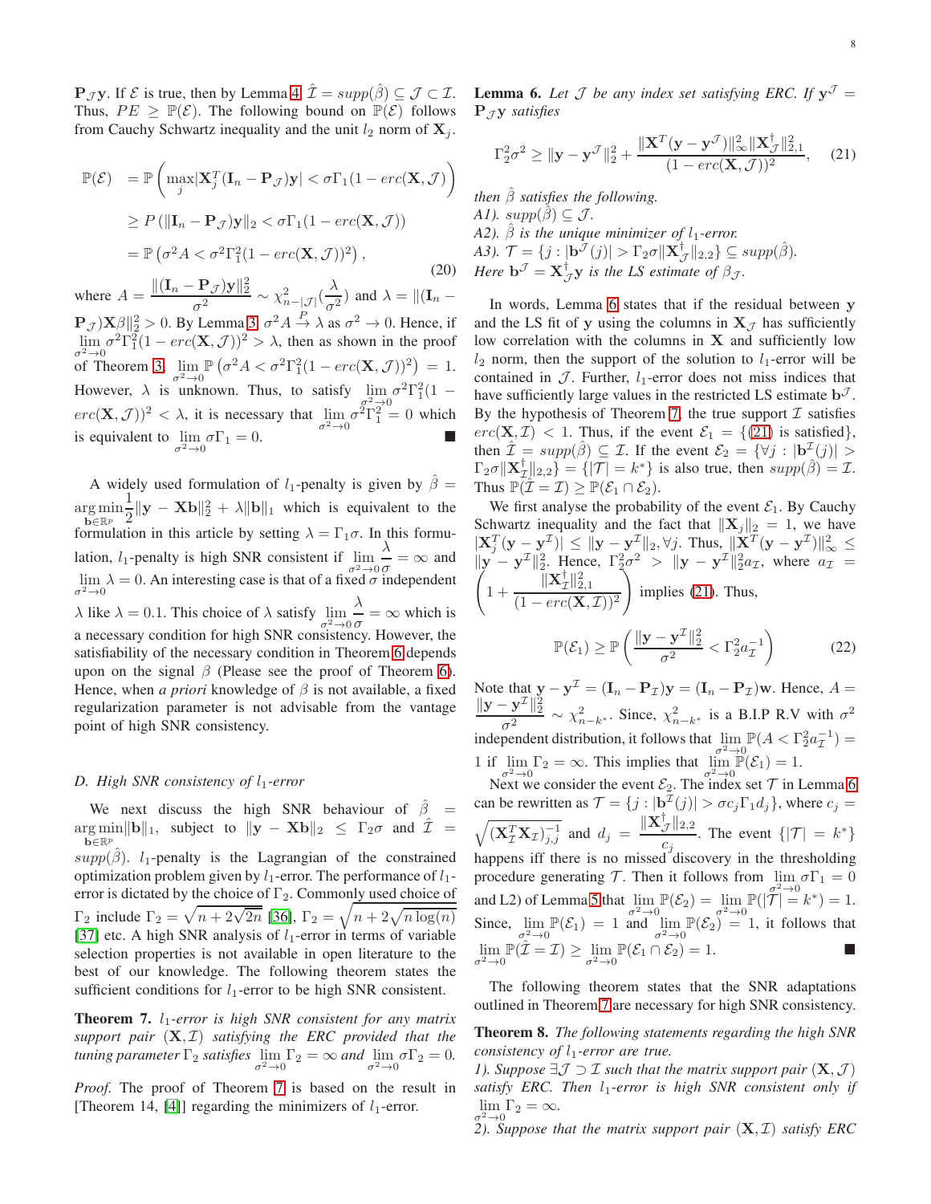$\mathbf{P}_{\mathcal{J}}\mathbf{y}$. If $\mathcal{E}$ is true, then by Lemma 4, $\hat{\mathcal{I}} = supp(\hat{\beta}) \subseteq \mathcal{J} \subset \mathcal{I}$. Thus, $PE \geq \mathbb{P}(\mathcal{E})$. The following bound on $\mathbb{P}(\mathcal{E})$ follows from Cauchy Schwartz inequality and the unit $l_2$ norm of $\mathbf{X}_j$.

$$
\begin{aligned}
\mathbb{P}(\mathcal{E}) &= \mathbb{P}\left(\max_j |\mathbf{X}_j^T(\mathbf{I}_n - \mathbf{P}_{\mathcal{J}})\mathbf{y}| < \sigma\Gamma_1(1 - erc(\mathbf{X},\mathcal{J})\right) \\
&\geq P\left(\|\mathbf{I}_n - \mathbf{P}_{\mathcal{J}})\mathbf{y}\|_2 < \sigma\Gamma_1(1 - erc(\mathbf{X},\mathcal{J})\right) \\
&= \mathbb{P}\left(\sigma^2 A < \sigma^2\Gamma_1^2(1 - erc(\mathbf{X},\mathcal{J}))^2\right),
\end{aligned} \tag{20}
$$

where $A = \dfrac{\|(\mathbf{I}_n - \mathbf{P}_{\mathcal{J}})\mathbf{y}\|_2^2}{\sigma^2} \sim \chi^2_{n-|\mathcal{J}|}(\dfrac{\lambda}{\sigma^2})$ and $\lambda = \|(\mathbf{I}_n - \mathbf{P}_{\mathcal{J}})\mathbf{X}\beta\|_2^2 > 0$. By Lemma 3, $\sigma^2 A \overset{P}{\to} \lambda$ as $\sigma^2 \to 0$. Hence, if $\lim\limits_{\sigma^2\to 0} \sigma^2\Gamma_1^2(1 - erc(\mathbf{X},\mathcal{J}))^2 > \lambda$, then as shown in the proof of Theorem 3, $\lim\limits_{\sigma^2\to 0} \mathbb{P}\left(\sigma^2 A < \sigma^2\Gamma_1^2(1 - erc(\mathbf{X},\mathcal{J}))^2\right) = 1$. However, $\lambda$ is unknown. Thus, to satisfy $\lim\limits_{\sigma^2\to 0} \sigma^2\Gamma_1^2(1 - erc(\mathbf{X},\mathcal{J}))^2 < \lambda$, it is necessary that $\lim\limits_{\sigma^2\to 0} \sigma^2\Gamma_1^2 = 0$ which is equivalent to $\lim\limits_{\sigma^2\to 0} \sigma\Gamma_1 = 0$. ∎

A widely used formulation of $l_1$-penalty is given by $\hat{\beta} = \underset{\mathbf{b}\in\mathbb{R}^p}{\arg\min} \frac{1}{2}\|\mathbf{y} - \mathbf{X}\mathbf{b}\|_2^2 + \lambda\|\mathbf{b}\|_1$ which is equivalent to the formulation in this article by setting $\lambda = \Gamma_1\sigma$. In this formulation, $l_1$-penalty is high SNR consistent if $\lim\limits_{\sigma^2\to 0} \dfrac{\lambda}{\sigma} = \infty$ and $\lim\limits_{\sigma^2\to 0} \lambda = 0$. An interesting case is that of a fixed $\sigma$ independent $\lambda$ like $\lambda = 0.1$. This choice of $\lambda$ satisfy $\lim\limits_{\sigma^2\to 0} \dfrac{\lambda}{\sigma} = \infty$ which is a necessary condition for high SNR consistency. However, the satisfiability of the necessary condition in Theorem 6 depends upon on the signal $\beta$ (Please see the proof of Theorem 6). Hence, when *a priori* knowledge of $\beta$ is not available, a fixed regularization parameter is not advisable from the vantage point of high SNR consistency.

### D. High SNR consistency of $l_1$-error

We next discuss the high SNR behaviour of $\hat{\beta} = \underset{\mathbf{b}\in\mathbb{R}^p}{\arg\min}\|\mathbf{b}\|_1$, subject to $\|\mathbf{y} - \mathbf{X}\mathbf{b}\|_2 \leq \Gamma_2\sigma$ and $\hat{\mathcal{I}} = supp(\hat{\beta})$. $l_1$-penalty is the Lagrangian of the constrained optimization problem given by $l_1$-error. The performance of $l_1$-error is dictated by the choice of $\Gamma_2$. Commonly used choice of $\Gamma_2$ include $\Gamma_2 = \sqrt{n + 2\sqrt{2n}}$ [36], $\Gamma_2 = \sqrt{n + 2\sqrt{n\log(n)}}$ [37] etc. A high SNR analysis of $l_1$-error in terms of variable selection properties is not available in open literature to the best of our knowledge. The following theorem states the sufficient conditions for $l_1$-error to be high SNR consistent.

**Theorem 7.** *$l_1$-error is high SNR consistent for any matrix support pair $(\mathbf{X},\mathcal{I})$ satisfying the ERC provided that the tuning parameter $\Gamma_2$ satisfies $\lim\limits_{\sigma^2\to 0} \Gamma_2 = \infty$ and $\lim\limits_{\sigma^2\to 0} \sigma\Gamma_2 = 0$.*

*Proof.* The proof of Theorem 7 is based on the result in [Theorem 14, [4]] regarding the minimizers of $l_1$-error.

**Lemma 6.** *Let $\mathcal{J}$ be any index set satisfying ERC. If $\mathbf{y}^{\mathcal{J}} = \mathbf{P}_{\mathcal{J}}\mathbf{y}$ satisfies*

$$
\Gamma_2^2\sigma^2 \geq \|\mathbf{y} - \mathbf{y}^{\mathcal{J}}\|_2^2 + \frac{\|\mathbf{X}^T(\mathbf{y} - \mathbf{y}^{\mathcal{J}})\|_\infty^2 \|\mathbf{X}_{\mathcal{J}}^\dagger\|_{2,1}^2}{(1 - erc(\mathbf{X},\mathcal{J}))^2}, \tag{21}
$$

*then $\hat{\beta}$ satisfies the following.*
*A1). $supp(\hat{\beta}) \subseteq \mathcal{J}$.*
*A2). $\hat{\beta}$ is the unique minimizer of $l_1$-error.*
*A3). $\mathcal{T} = \{j : |\mathbf{b}^{\mathcal{J}}(j)| > \Gamma_2\sigma\|\mathbf{X}_{\mathcal{J}}^\dagger\|_{2,2}\} \subseteq supp(\hat{\beta})$.*
*Here $\mathbf{b}^{\mathcal{J}} = \mathbf{X}_{\mathcal{J}}^\dagger\mathbf{y}$ is the LS estimate of $\beta_{\mathcal{J}}$.*

In words, Lemma 6 states that if the residual between $\mathbf{y}$ and the LS fit of $\mathbf{y}$ using the columns in $\mathbf{X}_{\mathcal{J}}$ has sufficiently low correlation with the columns in $\mathbf{X}$ and sufficiently low $l_2$ norm, then the support of the solution to $l_1$-error will be contained in $\mathcal{J}$. Further, $l_1$-error does not miss indices that have sufficiently large values in the restricted LS estimate $\mathbf{b}^{\mathcal{J}}$. By the hypothesis of Theorem 7, the true support $\mathcal{I}$ satisfies $erc(\mathbf{X},\mathcal{I}) < 1$. Thus, if the event $\mathcal{E}_1 = \{(21) \text{ is satisfied}\}$, then $\hat{\mathcal{I}} = supp(\hat{\beta}) \subseteq \mathcal{I}$. If the event $\mathcal{E}_2 = \{\forall j : |\mathbf{b}^{\mathcal{I}}(j)| > \Gamma_2\sigma\|\mathbf{X}_{\mathcal{I}}^\dagger\|_{2,2}\} = \{|\mathcal{T}| = k^*\}$ is also true, then $supp(\hat{\beta}) = \mathcal{I}$. Thus $\mathbb{P}(\hat{\mathcal{I}} = \mathcal{I}) \geq \mathbb{P}(\mathcal{E}_1 \cap \mathcal{E}_2)$.

We first analyse the probability of the event $\mathcal{E}_1$. By Cauchy Schwartz inequality and the fact that $\|\mathbf{X}_j\|_2 = 1$, we have $|\mathbf{X}_j^T(\mathbf{y} - \mathbf{y}^{\mathcal{I}})| \leq \|\mathbf{y} - \mathbf{y}^{\mathcal{I}}\|_2, \forall j$. Thus, $\|\mathbf{X}^T(\mathbf{y} - \mathbf{y}^{\mathcal{J}})\|_\infty^2 \leq \|\mathbf{y} - \mathbf{y}^{\mathcal{I}}\|_2^2$. Hence, $\Gamma_2^2\sigma^2 > \|\mathbf{y} - \mathbf{y}^{\mathcal{I}}\|_2^2 a_{\mathcal{I}}$, where $a_{\mathcal{I}} = \left(1 + \dfrac{\|\mathbf{X}_{\mathcal{I}}^\dagger\|_{2,1}^2}{(1 - erc(\mathbf{X},\mathcal{I}))^2}\right)$ implies (21). Thus,

$$
\mathbb{P}(\mathcal{E}_1) \geq \mathbb{P}\left(\frac{\|\mathbf{y} - \mathbf{y}^{\mathcal{I}}\|_2^2}{\sigma^2} < \Gamma_2^2 a_{\mathcal{I}}^{-1}\right) \tag{22}
$$

Note that $\mathbf{y} - \mathbf{y}^{\mathcal{I}} = (\mathbf{I}_n - \mathbf{P}_{\mathcal{I}})\mathbf{y} = (\mathbf{I}_n - \mathbf{P}_{\mathcal{I}})\mathbf{w}$. Hence, $A = \dfrac{\|\mathbf{y} - \mathbf{y}^{\mathcal{I}}\|_2^2}{\sigma^2} \sim \chi^2_{n-k^*}$. Since, $\chi^2_{n-k^*}$ is a B.I.P R.V with $\sigma^2$ independent distribution, it follows that $\lim\limits_{\sigma^2\to 0} \mathbb{P}(A < \Gamma_2^2 a_{\mathcal{I}}^{-1}) = 1$ if $\lim\limits_{\sigma^2\to 0} \Gamma_2 = \infty$. This implies that $\lim\limits_{\sigma^2\to 0} \mathbb{P}(\mathcal{E}_1) = 1$.

Next we consider the event $\mathcal{E}_2$. The index set $\mathcal{T}$ in Lemma 6 can be rewritten as $\mathcal{T} = \{j : |\mathbf{b}^{\mathcal{I}}(j)| > \sigma c_j\Gamma_1 d_j\}$, where $c_j = \sqrt{(\mathbf{X}_{\mathcal{I}}^T\mathbf{X}_{\mathcal{I}})^{-1}_{j,j}}$ and $d_j = \dfrac{\|\mathbf{X}_{\mathcal{J}}^\dagger\|_{2,2}}{c_j}$. The event $\{|\mathcal{T}| = k^*\}$ happens iff there is no missed discovery in the thresholding procedure generating $\mathcal{T}$. Then it follows from $\lim\limits_{\sigma^2\to 0} \sigma\Gamma_1 = 0$ and L2) of Lemma 5 that $\lim\limits_{\sigma^2\to 0} \mathbb{P}(\mathcal{E}_2) = \lim\limits_{\sigma^2\to 0} \mathbb{P}(|\mathcal{T}| = k^*) = 1$. Since, $\lim\limits_{\sigma^2\to 0} \mathbb{P}(\mathcal{E}_1) = 1$ and $\lim\limits_{\sigma^2\to 0} \mathbb{P}(\mathcal{E}_2) = 1$, it follows that $\lim\limits_{\sigma^2\to 0} \mathbb{P}(\hat{\mathcal{I}} = \mathcal{I}) \geq \lim\limits_{\sigma^2\to 0} \mathbb{P}(\mathcal{E}_1 \cap \mathcal{E}_2) = 1$. ∎

The following theorem states that the SNR adaptations outlined in Theorem 7 are necessary for high SNR consistency.

**Theorem 8.** *The following statements regarding the high SNR consistency of $l_1$-error are true.*
*1). Suppose $\exists \mathcal{J} \supset \mathcal{I}$ such that the matrix support pair $(\mathbf{X},\mathcal{J})$ satisfy ERC. Then $l_1$-error is high SNR consistent only if $\lim\limits_{\sigma^2\to 0} \Gamma_2 = \infty$.*
*2). Suppose that the matrix support pair $(\mathbf{X},\mathcal{I})$ satisfy ERC*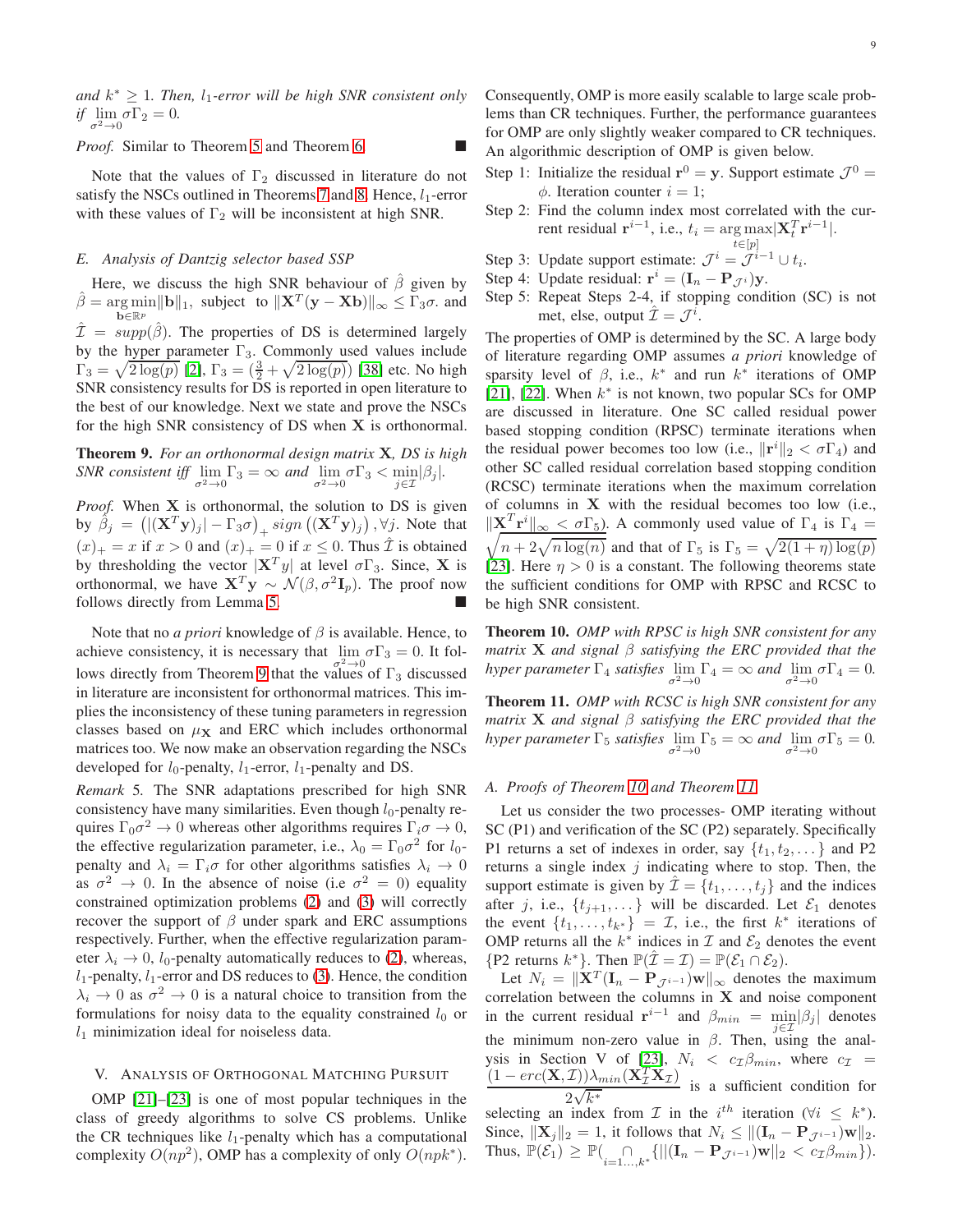*and $k^* \geq 1$. Then, $l_1$-error will be high SNR consistent only if $\lim\limits_{\sigma^2 \rightarrow 0} \sigma\Gamma_2 = 0$.*

*Proof.* Similar to Theorem 5 and Theorem 6. ■

Note that the values of $\Gamma_2$ discussed in literature do not satisfy the NSCs outlined in Theorems 7 and 8. Hence, $l_1$-error with these values of $\Gamma_2$ will be inconsistent at high SNR.

### E. Analysis of Dantzig selector based SSP

Here, we discuss the high SNR behaviour of $\hat{\beta}$ given by $\hat{\beta} = \underset{\mathbf{b} \in \mathbb{R}^p}{\arg\min} \|\mathbf{b}\|_1$, subject to $\|\mathbf{X}^T(\mathbf{y} - \mathbf{X}\mathbf{b})\|_\infty \leq \Gamma_3\sigma$. and $\hat{\mathcal{I}} = supp(\hat{\beta})$. The properties of DS is determined largely by the hyper parameter $\Gamma_3$. Commonly used values include $\Gamma_3 = \sqrt{2\log(p)}$ [2], $\Gamma_3 = (\frac{3}{2} + \sqrt{2\log(p)})$ [38] etc. No high SNR consistency results for DS is reported in open literature to the best of our knowledge. Next we state and prove the NSCs for the high SNR consistency of DS when $\mathbf{X}$ is orthonormal.

**Theorem 9.** *For an orthonormal design matrix $\mathbf{X}$, DS is high SNR consistent iff $\lim\limits_{\sigma^2 \rightarrow 0} \Gamma_3 = \infty$ and $\lim\limits_{\sigma^2 \rightarrow 0} \sigma\Gamma_3 < \min\limits_{j \in \mathcal{I}} |\beta_j|$.*

*Proof.* When $\mathbf{X}$ is orthonormal, the solution to DS is given by $\hat{\beta}_j = \left(|(\mathbf{X}^T\mathbf{y})_j| - \Gamma_3\sigma\right)_+ sign\left((\mathbf{X}^T\mathbf{y})_j\right), \forall j$. Note that $(x)_+ = x$ if $x > 0$ and $(x)_+ = 0$ if $x \leq 0$. Thus $\hat{\mathcal{I}}$ is obtained by thresholding the vector $|\mathbf{X}^T y|$ at level $\sigma\Gamma_3$. Since, $\mathbf{X}$ is orthonormal, we have $\mathbf{X}^T\mathbf{y} \sim \mathcal{N}(\beta, \sigma^2\mathbf{I}_p)$. The proof now follows directly from Lemma 5. ■

Note that no *a priori* knowledge of $\beta$ is available. Hence, to achieve consistency, it is necessary that $\lim\limits_{\sigma^2 \rightarrow 0} \sigma\Gamma_3 = 0$. It follows directly from Theorem 9 that the values of $\Gamma_3$ discussed in literature are inconsistent for orthonormal matrices. This implies the inconsistency of these tuning parameters in regression classes based on $\mu_{\mathbf{X}}$ and ERC which includes orthonormal matrices too. We now make an observation regarding the NSCs developed for $l_0$-penalty, $l_1$-error, $l_1$-penalty and DS.

*Remark* 5. The SNR adaptations prescribed for high SNR consistency have many similarities. Even though $l_0$-penalty requires $\Gamma_0\sigma^2 \rightarrow 0$ whereas other algorithms requires $\Gamma_i\sigma \rightarrow 0$, the effective regularization parameter, i.e., $\lambda_0 = \Gamma_0\sigma^2$ for $l_0$-penalty and $\lambda_i = \Gamma_i\sigma$ for other algorithms satisfies $\lambda_i \rightarrow 0$ as $\sigma^2 \rightarrow 0$. In the absence of noise (i.e $\sigma^2 = 0$) equality constrained optimization problems (2) and (3) will correctly recover the support of $\beta$ under spark and ERC assumptions respectively. Further, when the effective regularization parameter $\lambda_i \rightarrow 0$, $l_0$-penalty automatically reduces to (2), whereas, $l_1$-penalty, $l_1$-error and DS reduces to (3). Hence, the condition $\lambda_i \rightarrow 0$ as $\sigma^2 \rightarrow 0$ is a natural choice to transition from the formulations for noisy data to the equality constrained $l_0$ or $l_1$ minimization ideal for noiseless data.

## V. Analysis of Orthogonal Matching Pursuit

OMP [21]–[23] is one of most popular techniques in the class of greedy algorithms to solve CS problems. Unlike the CR techniques like $l_1$-penalty which has a computational complexity $O(np^2)$, OMP has a complexity of only $O(npk^*)$. Consequently, OMP is more easily scalable to large scale problems than CR techniques. Further, the performance guarantees for OMP are only slightly weaker compared to CR techniques. An algorithmic description of OMP is given below.

- Step 1: Initialize the residual $\mathbf{r}^0 = \mathbf{y}$. Support estimate $\mathcal{J}^0 = \phi$. Iteration counter $i = 1$;
- Step 2: Find the column index most correlated with the current residual $\mathbf{r}^{i-1}$, i.e., $t_i = \underset{t \in [p]}{\arg\max} |\mathbf{X}_t^T\mathbf{r}^{i-1}|$.
- Step 3: Update support estimate: $\mathcal{J}^i = \mathcal{J}^{i-1} \cup t_i$.
- Step 4: Update residual: $\mathbf{r}^i = (\mathbf{I}_n - \mathbf{P}_{\mathcal{J}^i})\mathbf{y}$.
- Step 5: Repeat Steps 2-4, if stopping condition (SC) is not met, else, output $\hat{\mathcal{I}} = \mathcal{J}^i$.

The properties of OMP is determined by the SC. A large body of literature regarding OMP assumes *a priori* knowledge of sparsity level of $\beta$, i.e., $k^*$ and run $k^*$ iterations of OMP [21], [22]. When $k^*$ is not known, two popular SCs for OMP are discussed in literature. One SC called residual power based stopping condition (RPSC) terminate iterations when the residual power becomes too low (i.e., $\|\mathbf{r}^i\|_2 < \sigma\Gamma_4$) and other SC called residual correlation based stopping condition (RCSC) terminate iterations when the maximum correlation of columns in $\mathbf{X}$ with the residual becomes too low (i.e., $\|\mathbf{X}^T\mathbf{r}^i\|_\infty < \sigma\Gamma_5$). A commonly used value of $\Gamma_4$ is $\Gamma_4 = \sqrt{n + 2\sqrt{n\log(n)}}$ and that of $\Gamma_5$ is $\Gamma_5 = \sqrt{2(1+\eta)\log(p)}$ [23]. Here $\eta > 0$ is a constant. The following theorems state the sufficient conditions for OMP with RPSC and RCSC to be high SNR consistent.

**Theorem 10.** *OMP with RPSC is high SNR consistent for any matrix $\mathbf{X}$ and signal $\beta$ satisfying the ERC provided that the hyper parameter $\Gamma_4$ satisfies $\lim\limits_{\sigma^2 \rightarrow 0} \Gamma_4 = \infty$ and $\lim\limits_{\sigma^2 \rightarrow 0} \sigma\Gamma_4 = 0$.*

**Theorem 11.** *OMP with RCSC is high SNR consistent for any matrix $\mathbf{X}$ and signal $\beta$ satisfying the ERC provided that the hyper parameter $\Gamma_5$ satisfies $\lim\limits_{\sigma^2 \rightarrow 0} \Gamma_5 = \infty$ and $\lim\limits_{\sigma^2 \rightarrow 0} \sigma\Gamma_5 = 0$.*

### A. Proofs of Theorem 10 and Theorem 11

Let us consider the two processes- OMP iterating without SC (P1) and verification of the SC (P2) separately. Specifically P1 returns a set of indexes in order, say $\{t_1, t_2, \dots\}$ and P2 returns a single index $j$ indicating where to stop. Then, the support estimate is given by $\hat{\mathcal{I}} = \{t_1, \dots, t_j\}$ and the indices after $j$, i.e., $\{t_{j+1}, \dots\}$ will be discarded. Let $\mathcal{E}_1$ denotes the event $\{t_1, \dots, t_{k^*}\} = \mathcal{I}$, i.e., the first $k^*$ iterations of OMP returns all the $k^*$ indices in $\mathcal{I}$ and $\mathcal{E}_2$ denotes the event $\{$P2 returns $k^*\}$. Then $\mathbb{P}(\hat{\mathcal{I}} = \mathcal{I}) = \mathbb{P}(\mathcal{E}_1 \cap \mathcal{E}_2)$.

Let $N_i = \|\mathbf{X}^T(\mathbf{I}_n - \mathbf{P}_{\mathcal{J}^{i-1}})\mathbf{w}\|_\infty$ denotes the maximum correlation between the columns in $\mathbf{X}$ and noise component in the current residual $\mathbf{r}^{i-1}$ and $\beta_{min} = \min\limits_{j \in \mathcal{I}} |\beta_j|$ denotes the minimum non-zero value in $\beta$. Then, using the analysis in Section V of [23], $N_i < c_{\mathcal{I}}\beta_{min}$, where $c_{\mathcal{I}} = \dfrac{(1 - erc(\mathbf{X}, \mathcal{I}))\lambda_{min}(\mathbf{X}_{\mathcal{I}}^T\mathbf{X}_{\mathcal{I}})}{2\sqrt{k^*}}$ is a sufficient condition for selecting an index from $\mathcal{I}$ in the $i^{th}$ iteration ($\forall i \leq k^*$). Since, $\|\mathbf{X}_j\|_2 = 1$, it follows that $N_i \leq \|(\mathbf{I}_n - \mathbf{P}_{\mathcal{J}^{i-1}})\mathbf{w}\|_2$. Thus, $\mathbb{P}(\mathcal{E}_1) \geq \mathbb{P}(\bigcap\limits_{i=1,\dots,k^*} \{\|(\mathbf{I}_n - \mathbf{P}_{\mathcal{J}^{i-1}})\mathbf{w}\|_2 < c_{\mathcal{I}}\beta_{min}\})$.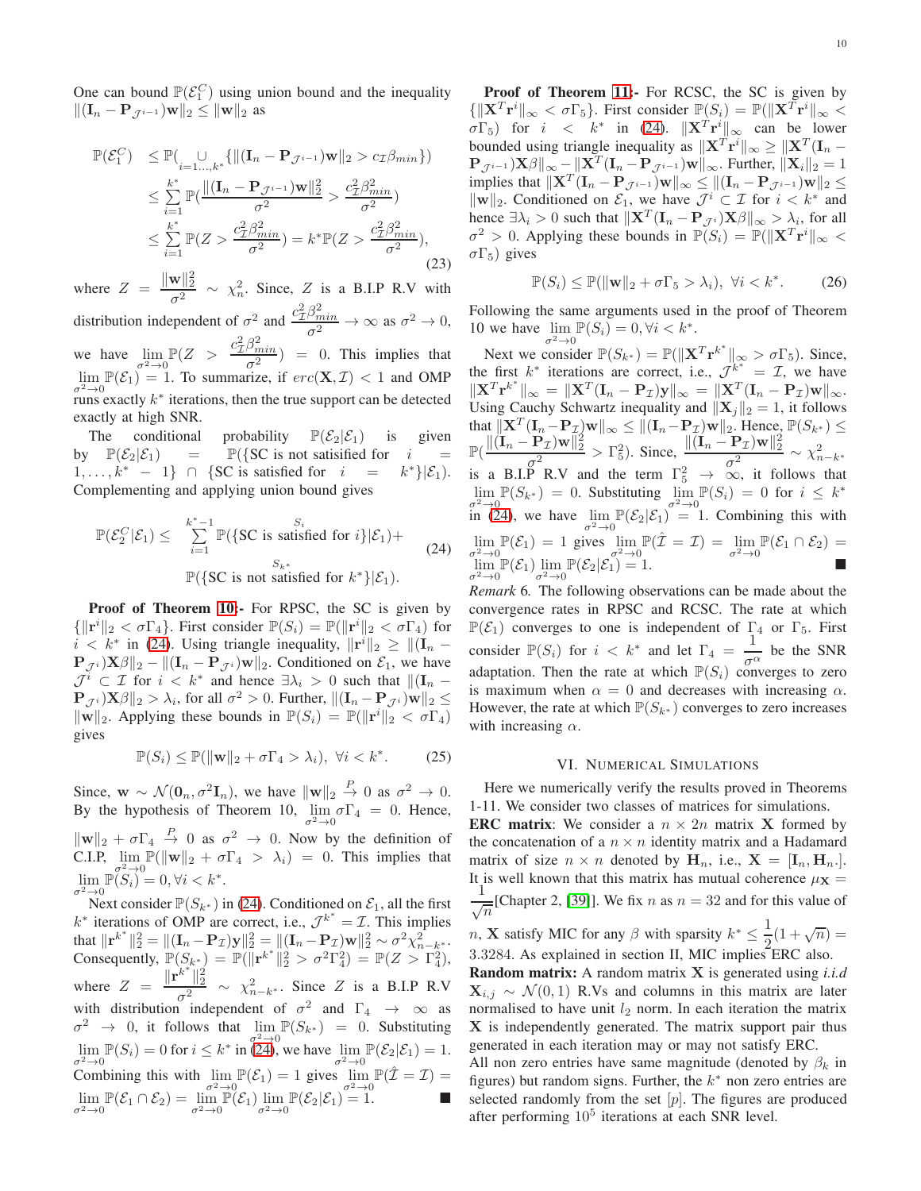One can bound $\mathbb{P}(\mathcal{E}_1^C)$ using union bound and the inequality $\|(\mathbf{I}_n - \mathbf{P}_{\mathcal{J}^{i-1}})\mathbf{w}\|_2 \leq \|\mathbf{w}\|_2$ as

$$\begin{aligned}
\mathbb{P}(\mathcal{E}_1^C) &\leq \mathbb{P}(\underset{i=1\dots,k^*}{\cup}\{\|(\mathbf{I}_n - \mathbf{P}_{\mathcal{J}^{i-1}})\mathbf{w}\|_2 > c_{\mathcal{I}}\beta_{min}\}) \\
&\leq \sum_{i=1}^{k^*}\mathbb{P}(\frac{\|(\mathbf{I}_n - \mathbf{P}_{\mathcal{J}^{i-1}})\mathbf{w}\|_2^2}{\sigma^2} > \frac{c_{\mathcal{I}}^2\beta_{min}^2}{\sigma^2}) \\
&\leq \sum_{i=1}^{k^*}\mathbb{P}(Z > \frac{c_{\mathcal{I}}^2\beta_{min}^2}{\sigma^2}) = k^*\mathbb{P}(Z > \frac{c_{\mathcal{I}}^2\beta_{min}^2}{\sigma^2}),
\end{aligned} \tag{23}$$

where $Z = \frac{\|\mathbf{w}\|_2^2}{\sigma^2} \sim \chi_n^2$. Since, $Z$ is a B.I.P R.V with distribution independent of $\sigma^2$ and $\frac{c_{\mathcal{I}}^2\beta_{min}^2}{\sigma^2} \rightarrow \infty$ as $\sigma^2 \rightarrow 0$, we have $\lim\limits_{\sigma^2\rightarrow 0}\mathbb{P}(Z > \frac{c_{\mathcal{I}}^2\beta_{min}^2}{\sigma^2}) = 0$. This implies that $\lim\limits_{\sigma^2\rightarrow 0}\mathbb{P}(\mathcal{E}_1) = 1$. To summarize, if $erc(\mathbf{X},\mathcal{I}) < 1$ and OMP runs exactly $k^*$ iterations, then the true support can be detected exactly at high SNR.

The conditional probability $\mathbb{P}(\mathcal{E}_2|\mathcal{E}_1)$ is given by $\mathbb{P}(\mathcal{E}_2|\mathcal{E}_1) = \mathbb{P}(\{\text{SC is not satisfied for } i = 1,\dots,k^*-1\} \cap \{\text{SC is satisfied for } i = k^*\}|\mathcal{E}_1)$. Complementing and applying union bound gives

$$\begin{aligned}
\mathbb{P}(\mathcal{E}_2^C|\mathcal{E}_1) \leq &\sum_{i=1}^{k^*-1}\mathbb{P}(\overbrace{\{\text{SC is satisfied for } i\}}^{S_i}|\mathcal{E}_1)+ \\
&\mathbb{P}(\underbrace{\{\text{SC is not satisfied for } k^*\}}_{S_{k^*}}|\mathcal{E}_1).
\end{aligned} \tag{24}$$

**Proof of Theorem 10:-** For RPSC, the SC is given by $\{\|\mathbf{r}^i\|_2 < \sigma\Gamma_4\}$. First consider $\mathbb{P}(S_i) = \mathbb{P}(\|\mathbf{r}^i\|_2 < \sigma\Gamma_4)$ for $i < k^*$ in (24). Using triangle inequality, $\|\mathbf{r}^i\|_2 \geq \|(\mathbf{I}_n - \mathbf{P}_{\mathcal{J}^i})\mathbf{X}\beta\|_2 - \|(\mathbf{I}_n - \mathbf{P}_{\mathcal{J}^i})\mathbf{w}\|_2$. Conditioned on $\mathcal{E}_1$, we have $\mathcal{J}^i \subset \mathcal{I}$ for $i < k^*$ and hence $\exists \lambda_i > 0$ such that $\|(\mathbf{I}_n - \mathbf{P}_{\mathcal{J}^i})\mathbf{X}\beta\|_2 > \lambda_i$, for all $\sigma^2 > 0$. Further, $\|(\mathbf{I}_n - \mathbf{P}_{\mathcal{J}^i})\mathbf{w}\|_2 \leq \|\mathbf{w}\|_2$. Applying these bounds in $\mathbb{P}(S_i) = \mathbb{P}(\|\mathbf{r}^i\|_2 < \sigma\Gamma_4)$ gives

$$\mathbb{P}(S_i) \leq \mathbb{P}(\|\mathbf{w}\|_2 + \sigma\Gamma_4 > \lambda_i), \ \forall i < k^*. \tag{25}$$

Since, $\mathbf{w} \sim \mathcal{N}(\mathbf{0}_n, \sigma^2\mathbf{I}_n)$, we have $\|\mathbf{w}\|_2 \overset{P}{\rightarrow} 0$ as $\sigma^2 \rightarrow 0$. By the hypothesis of Theorem 10, $\lim\limits_{\sigma^2\rightarrow 0}\sigma\Gamma_4 = 0$. Hence, $\|\mathbf{w}\|_2 + \sigma\Gamma_4 \overset{P}{\rightarrow} 0$ as $\sigma^2 \rightarrow 0$. Now by the definition of C.I.P, $\lim\limits_{\sigma^2\rightarrow 0}\mathbb{P}(\|\mathbf{w}\|_2 + \sigma\Gamma_4 > \lambda_i) = 0$. This implies that $\lim\limits_{\sigma^2\rightarrow 0}\mathbb{P}(S_i) = 0, \forall i < k^*$.

Next consider $\mathbb{P}(S_{k^*})$ in (24). Conditioned on $\mathcal{E}_1$, all the first $k^*$ iterations of OMP are correct, i.e., $\mathcal{J}^{k^*} = \mathcal{I}$. This implies that $\|\mathbf{r}^{k^*}\|_2^2 = \|(\mathbf{I}_n - \mathbf{P}_{\mathcal{I}})\mathbf{y}\|_2^2 = \|(\mathbf{I}_n - \mathbf{P}_{\mathcal{I}})\mathbf{w}\|_2^2 \sim \sigma^2\chi_{n-k^*}^2$. Consequently, $\mathbb{P}(S_{k^*}) = \mathbb{P}(\|\mathbf{r}^{k^*}\|_2^2 > \sigma^2\Gamma_4^2) = \mathbb{P}(Z > \Gamma_4^2)$, where $Z = \frac{\|\mathbf{r}^{k^*}\|_2^2}{\sigma^2} \sim \chi_{n-k^*}^2$. Since $Z$ is a B.I.P R.V with distribution independent of $\sigma^2$ and $\Gamma_4 \rightarrow \infty$ as $\sigma^2 \rightarrow 0$, it follows that $\lim\limits_{\sigma^2\rightarrow 0}\mathbb{P}(S_{k^*}) = 0$. Substituting $\lim\limits_{\sigma^2\rightarrow 0}\mathbb{P}(S_i) = 0$ for $i \leq k^*$ in (24), we have $\lim\limits_{\sigma^2\rightarrow 0}\mathbb{P}(\mathcal{E}_2|\mathcal{E}_1) = 1$. Combining this with $\lim\limits_{\sigma^2\rightarrow 0}\mathbb{P}(\mathcal{E}_1) = 1$ gives $\lim\limits_{\sigma^2\rightarrow 0}\mathbb{P}(\hat{\mathcal{I}} = \mathcal{I}) = \lim\limits_{\sigma^2\rightarrow 0}\mathbb{P}(\mathcal{E}_1 \cap \mathcal{E}_2) = \lim\limits_{\sigma^2\rightarrow 0}\mathbb{P}(\mathcal{E}_1)\lim\limits_{\sigma^2\rightarrow 0}\mathbb{P}(\mathcal{E}_2|\mathcal{E}_1) = 1$. ■

**Proof of Theorem 11:-** For RCSC, the SC is given by $\{\|\mathbf{X}^T\mathbf{r}^i\|_\infty < \sigma\Gamma_5\}$. First consider $\mathbb{P}(S_i) = \mathbb{P}(\|\mathbf{X}^T\mathbf{r}^i\|_\infty < \sigma\Gamma_5)$ for $i < k^*$ in (24). $\|\mathbf{X}^T\mathbf{r}^i\|_\infty$ can be lower bounded using triangle inequality as $\|\mathbf{X}^T\mathbf{r}^i\|_\infty \geq \|\mathbf{X}^T(\mathbf{I}_n - \mathbf{P}_{\mathcal{J}^{i-1}})\mathbf{X}\beta\|_\infty - \|\mathbf{X}^T(\mathbf{I}_n - \mathbf{P}_{\mathcal{J}^{i-1}})\mathbf{w}\|_\infty$. Further, $\|\mathbf{X}_i\|_2 = 1$ implies that $\|\mathbf{X}^T(\mathbf{I}_n - \mathbf{P}_{\mathcal{J}^{i-1}})\mathbf{w}\|_\infty \leq \|(\mathbf{I}_n - \mathbf{P}_{\mathcal{J}^{i-1}})\mathbf{w}\|_2 \leq \|\mathbf{w}\|_2$. Conditioned on $\mathcal{E}_1$, we have $\mathcal{J}^i \subset \mathcal{I}$ for $i < k^*$ and hence $\exists \lambda_i > 0$ such that $\|\mathbf{X}^T(\mathbf{I}_n - \mathbf{P}_{\mathcal{J}^i})\mathbf{X}\beta\|_\infty > \lambda_i$, for all $\sigma^2 > 0$. Applying these bounds in $\mathbb{P}(S_i) = \mathbb{P}(\|\mathbf{X}^T\mathbf{r}^i\|_\infty < \sigma\Gamma_5)$ gives

$$\mathbb{P}(S_i) \leq \mathbb{P}(\|\mathbf{w}\|_2 + \sigma\Gamma_5 > \lambda_i), \ \forall i < k^*. \tag{26}$$

Following the same arguments used in the proof of Theorem 10 we have $\lim\limits_{\sigma^2\rightarrow 0}\mathbb{P}(S_i) = 0, \forall i < k^*$.

Next we consider $\mathbb{P}(S_{k^*}) = \mathbb{P}(\|\mathbf{X}^T\mathbf{r}^{k^*}\|_\infty > \sigma\Gamma_5)$. Since, the first $k^*$ iterations are correct, i.e., $\mathcal{J}^{k^*} = \mathcal{I}$, we have $\|\mathbf{X}^T\mathbf{r}^{k^*}\|_\infty = \|\mathbf{X}^T(\mathbf{I}_n - \mathbf{P}_{\mathcal{I}})\mathbf{y}\|_\infty = \|\mathbf{X}^T(\mathbf{I}_n - \mathbf{P}_{\mathcal{I}})\mathbf{w}\|_\infty$. Using Cauchy Schwartz inequality and $\|\mathbf{X}_j\|_2 = 1$, it follows that $\|\mathbf{X}^T(\mathbf{I}_n - \mathbf{P}_{\mathcal{I}})\mathbf{w}\|_\infty \leq \|(\mathbf{I}_n - \mathbf{P}_{\mathcal{I}})\mathbf{w}\|_2$. Hence, $\mathbb{P}(S_{k^*}) \leq \mathbb{P}(\frac{\|(\mathbf{I}_n - \mathbf{P}_{\mathcal{I}})\mathbf{w}\|_2^2}{\sigma^2} > \Gamma_5^2)$. Since, $\frac{\|(\mathbf{I}_n - \mathbf{P}_{\mathcal{I}})\mathbf{w}\|_2^2}{\sigma^2} \sim \chi_{n-k^*}^2$ is a B.I.P R.V and the term $\Gamma_5^2 \rightarrow \infty$, it follows that $\lim\limits_{\sigma^2\rightarrow 0}\mathbb{P}(S_{k^*}) = 0$. Substituting $\lim\limits_{\sigma^2\rightarrow 0}\mathbb{P}(S_i) = 0$ for $i \leq k^*$ in (24), we have $\lim\limits_{\sigma^2\rightarrow 0}\mathbb{P}(\mathcal{E}_2|\mathcal{E}_1) = 1$. Combining this with $\lim\limits_{\sigma^2\rightarrow 0}\mathbb{P}(\mathcal{E}_1) = 1$ gives $\lim\limits_{\sigma^2\rightarrow 0}\mathbb{P}(\hat{\mathcal{I}} = \mathcal{I}) = \lim\limits_{\sigma^2\rightarrow 0}\mathbb{P}(\mathcal{E}_1 \cap \mathcal{E}_2) = \lim\limits_{\sigma^2\rightarrow 0}\mathbb{P}(\mathcal{E}_1)\lim\limits_{\sigma^2\rightarrow 0}\mathbb{P}(\mathcal{E}_2|\mathcal{E}_1) = 1$. ■

*Remark 6.* The following observations can be made about the convergence rates in RPSC and RCSC. The rate at which $\mathbb{P}(\mathcal{E}_1)$ converges to one is independent of $\Gamma_4$ or $\Gamma_5$. First consider $\mathbb{P}(S_i)$ for $i < k^*$ and let $\Gamma_4 = \frac{1}{\sigma^\alpha}$ be the SNR adaptation. Then the rate at which $\mathbb{P}(S_i)$ converges to zero is maximum when $\alpha = 0$ and decreases with increasing $\alpha$. However, the rate at which $\mathbb{P}(S_{k^*})$ converges to zero increases with increasing $\alpha$.

## VI. Numerical Simulations

Here we numerically verify the results proved in Theorems 1-11. We consider two classes of matrices for simulations.

**ERC matrix**: We consider a $n \times 2n$ matrix $\mathbf{X}$ formed by the concatenation of a $n \times n$ identity matrix and a Hadamard matrix of size $n \times n$ denoted by $\mathbf{H}_n$, i.e., $\mathbf{X} = [\mathbf{I}_n, \mathbf{H}_n.]$. It is well known that this matrix has mutual coherence $\mu_{\mathbf{X}} = \frac{1}{\sqrt{n}}$[Chapter 2, [39]]. We fix $n$ as $n = 32$ and for this value of $n$, $\mathbf{X}$ satisfy MIC for any $\beta$ with sparsity $k^* \leq \frac{1}{2}(1+\sqrt{n}) = 3.3284$. As explained in section II, MIC implies ERC also.

**Random matrix:** A random matrix $\mathbf{X}$ is generated using *i.i.d* $\mathbf{X}_{i,j} \sim \mathcal{N}(0,1)$ R.Vs and columns in this matrix are later normalised to have unit $l_2$ norm. In each iteration the matrix $\mathbf{X}$ is independently generated. The matrix support pair thus generated in each iteration may or may not satisfy ERC.

All non zero entries have same magnitude (denoted by $\beta_k$ in figures) but random signs. Further, the $k^*$ non zero entries are selected randomly from the set $[p]$. The figures are produced after performing $10^5$ iterations at each SNR level.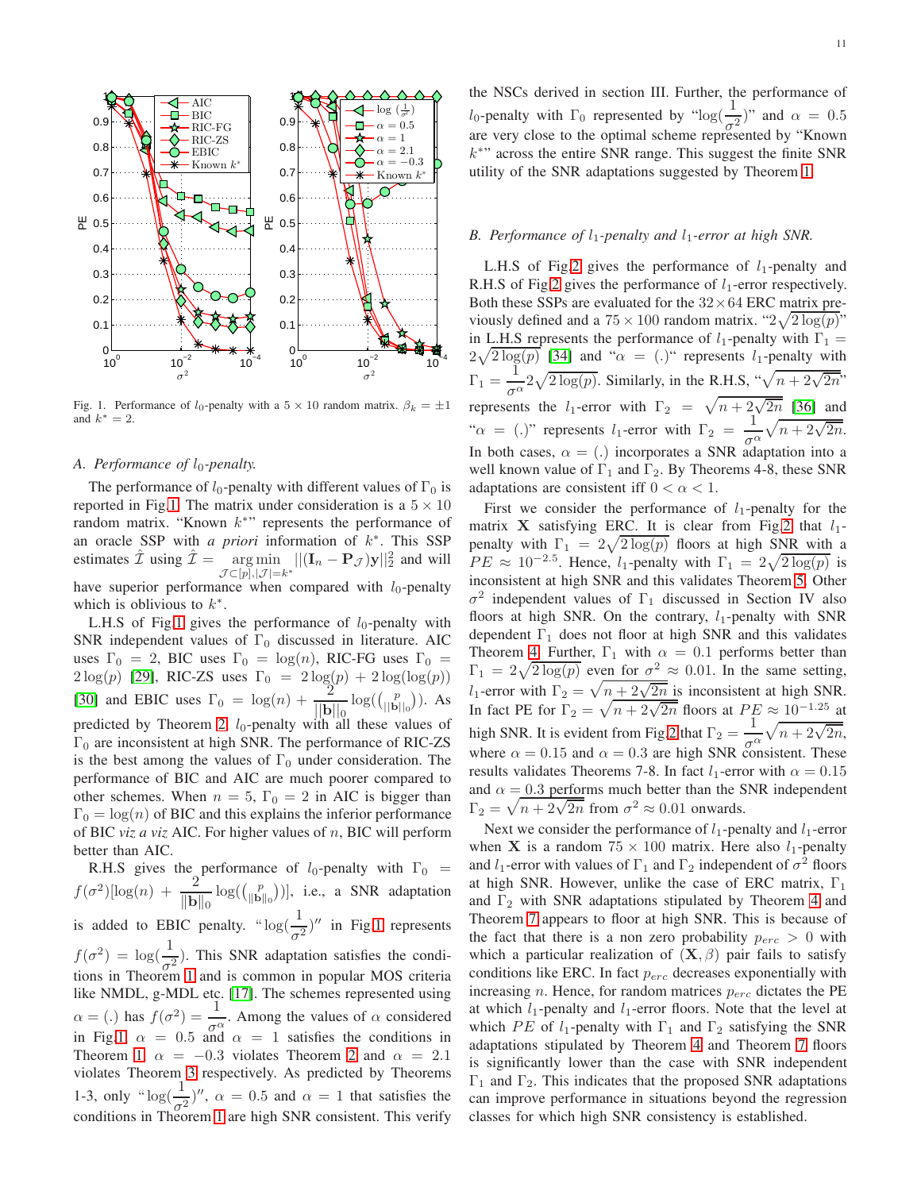Fig. 1. Performance of $l_0$-penalty with a $5 \times 10$ random matrix. $\beta_k = \pm 1$ and $k^* = 2$.

### A. Performance of $l_0$-penalty.

The performance of $l_0$-penalty with different values of $\Gamma_0$ is reported in Fig.1. The matrix under consideration is a $5 \times 10$ random matrix. "Known $k^*$" represents the performance of an oracle SSP with *a priori* information of $k^*$. This SSP estimates $\hat{\mathcal{I}}$ using $\hat{\mathcal{I}} = \underset{\mathcal{J} \subset [p], |\mathcal{J}| = k^*}{\arg\min} ||(\mathbf{I}_n - \mathbf{P}_{\mathcal{J}})\mathbf{y}||_2^2$ and will have superior performance when compared with $l_0$-penalty which is oblivious to $k^*$.

L.H.S of Fig.1 gives the performance of $l_0$-penalty with SNR independent values of $\Gamma_0$ discussed in literature. AIC uses $\Gamma_0 = 2$, BIC uses $\Gamma_0 = \log(n)$, RIC-FG uses $\Gamma_0 = 2\log(p)$ [29], RIC-ZS uses $\Gamma_0 = 2\log(p) + 2\log(\log(p))$ [30] and EBIC uses $\Gamma_0 = \log(n) + \frac{2}{||\mathbf{b}||_0}\log(\binom{p}{||\mathbf{b}||_0})$. As predicted by Theorem 2, $l_0$-penalty with all these values of $\Gamma_0$ are inconsistent at high SNR. The performance of RIC-ZS is the best among the values of $\Gamma_0$ under consideration. The performance of BIC and AIC are much poorer compared to other schemes. When $n = 5$, $\Gamma_0 = 2$ in AIC is bigger than $\Gamma_0 = \log(n)$ of BIC and this explains the inferior performance of BIC *viz a viz* AIC. For higher values of $n$, BIC will perform better than AIC.

R.H.S gives the performance of $l_0$-penalty with $\Gamma_0 = f(\sigma^2)[\log(n) + \frac{2}{||\mathbf{b}||_0}\log(\binom{p}{||\mathbf{b}||_0})]$, i.e., a SNR adaptation is added to EBIC penalty. "$\log(\frac{1}{\sigma^2})$" in Fig.1 represents $f(\sigma^2) = \log(\frac{1}{\sigma^2})$. This SNR adaptation satisfies the conditions in Theorem 1 and is common in popular MOS criteria like NMDL, g-MDL etc. [17]. The schemes represented using $\alpha = (.)$ has $f(\sigma^2) = \frac{1}{\sigma^{\alpha}}$. Among the values of $\alpha$ considered in Fig.1, $\alpha = 0.5$ and $\alpha = 1$ satisfies the conditions in Theorem 1. $\alpha = -0.3$ violates Theorem 2 and $\alpha = 2.1$ violates Theorem 3 respectively. As predicted by Theorems 1-3, only "$\log(\frac{1}{\sigma^2})$", $\alpha = 0.5$ and $\alpha = 1$ that satisfies the conditions in Theorem 1 are high SNR consistent. This verify the NSCs derived in section III. Further, the performance of $l_0$-penalty with $\Gamma_0$ represented by "$\log(\frac{1}{\sigma^2})$" and $\alpha = 0.5$ are very close to the optimal scheme represented by "Known $k^*$" across the entire SNR range. This suggest the finite SNR utility of the SNR adaptations suggested by Theorem 1.

### B. Performance of $l_1$-penalty and $l_1$-error at high SNR.

L.H.S of Fig.2 gives the performance of $l_1$-penalty and R.H.S of Fig.2 gives the performance of $l_1$-error respectively. Both these SSPs are evaluated for the $32 \times 64$ ERC matrix previously defined and a $75 \times 100$ random matrix. "$2\sqrt{2\log(p)}$" in L.H.S represents the performance of $l_1$-penalty with $\Gamma_1 = 2\sqrt{2\log(p)}$ [34] and "$\alpha = (.)$" represents $l_1$-penalty with $\Gamma_1 = \frac{1}{\sigma^{\alpha}}2\sqrt{2\log(p)}$. Similarly, in the R.H.S, "$\sqrt{n + 2\sqrt{2n}}$" represents the $l_1$-error with $\Gamma_2 = \sqrt{n + 2\sqrt{2n}}$ [36] and "$\alpha = (.)$" represents $l_1$-error with $\Gamma_2 = \frac{1}{\sigma^{\alpha}}\sqrt{n + 2\sqrt{2n}}$. In both cases, $\alpha = (.)$ incorporates a SNR adaptation into a well known value of $\Gamma_1$ and $\Gamma_2$. By Theorems 4-8, these SNR adaptations are consistent iff $0 < \alpha < 1$.

First we consider the performance of $l_1$-penalty for the matrix $\mathbf{X}$ satisfying ERC. It is clear from Fig.2 that $l_1$-penalty with $\Gamma_1 = 2\sqrt{2\log(p)}$ floors at high SNR with a $PE \approx 10^{-2.5}$. Hence, $l_1$-penalty with $\Gamma_1 = 2\sqrt{2\log(p)}$ is inconsistent at high SNR and this validates Theorem 5. Other $\sigma^2$ independent values of $\Gamma_1$ discussed in Section IV also floors at high SNR. On the contrary, $l_1$-penalty with SNR dependent $\Gamma_1$ does not floor at high SNR and this validates Theorem 4. Further, $\Gamma_1$ with $\alpha = 0.1$ performs better than $\Gamma_1 = 2\sqrt{2\log(p)}$ even for $\sigma^2 \approx 0.01$. In the same setting, $l_1$-error with $\Gamma_2 = \sqrt{n + 2\sqrt{2n}}$ is inconsistent at high SNR. In fact PE for $\Gamma_2 = \sqrt{n + 2\sqrt{2n}}$ floors at $PE \approx 10^{-1.25}$ at high SNR. It is evident from Fig.2 that $\Gamma_2 = \frac{1}{\sigma^{\alpha}}\sqrt{n + 2\sqrt{2n}}$, where $\alpha = 0.15$ and $\alpha = 0.3$ are high SNR consistent. These results validates Theorems 7-8. In fact $l_1$-error with $\alpha = 0.15$ and $\alpha = 0.3$ performs much better than the SNR independent $\Gamma_2 = \sqrt{n + 2\sqrt{2n}}$ from $\sigma^2 \approx 0.01$ onwards.

Next we consider the performance of $l_1$-penalty and $l_1$-error when $\mathbf{X}$ is a random $75 \times 100$ matrix. Here also $l_1$-penalty and $l_1$-error with values of $\Gamma_1$ and $\Gamma_2$ independent of $\sigma^2$ floors at high SNR. However, unlike the case of ERC matrix, $\Gamma_1$ and $\Gamma_2$ with SNR adaptations stipulated by Theorem 4 and Theorem 7 appears to floor at high SNR. This is because of the fact that there is a non zero probability $p_{erc} > 0$ with which a particular realization of $(\mathbf{X}, \beta)$ pair fails to satisfy conditions like ERC. In fact $p_{erc}$ decreases exponentially with increasing $n$. Hence, for random matrices $p_{erc}$ dictates the PE at which $l_1$-penalty and $l_1$-error floors. Note that the level at which $PE$ of $l_1$-penalty with $\Gamma_1$ and $\Gamma_2$ satisfying the SNR adaptations stipulated by Theorem 4 and Theorem 7 floors is significantly lower than the case with SNR independent $\Gamma_1$ and $\Gamma_2$. This indicates that the proposed SNR adaptations can improve performance in situations beyond the regression classes for which high SNR consistency is established.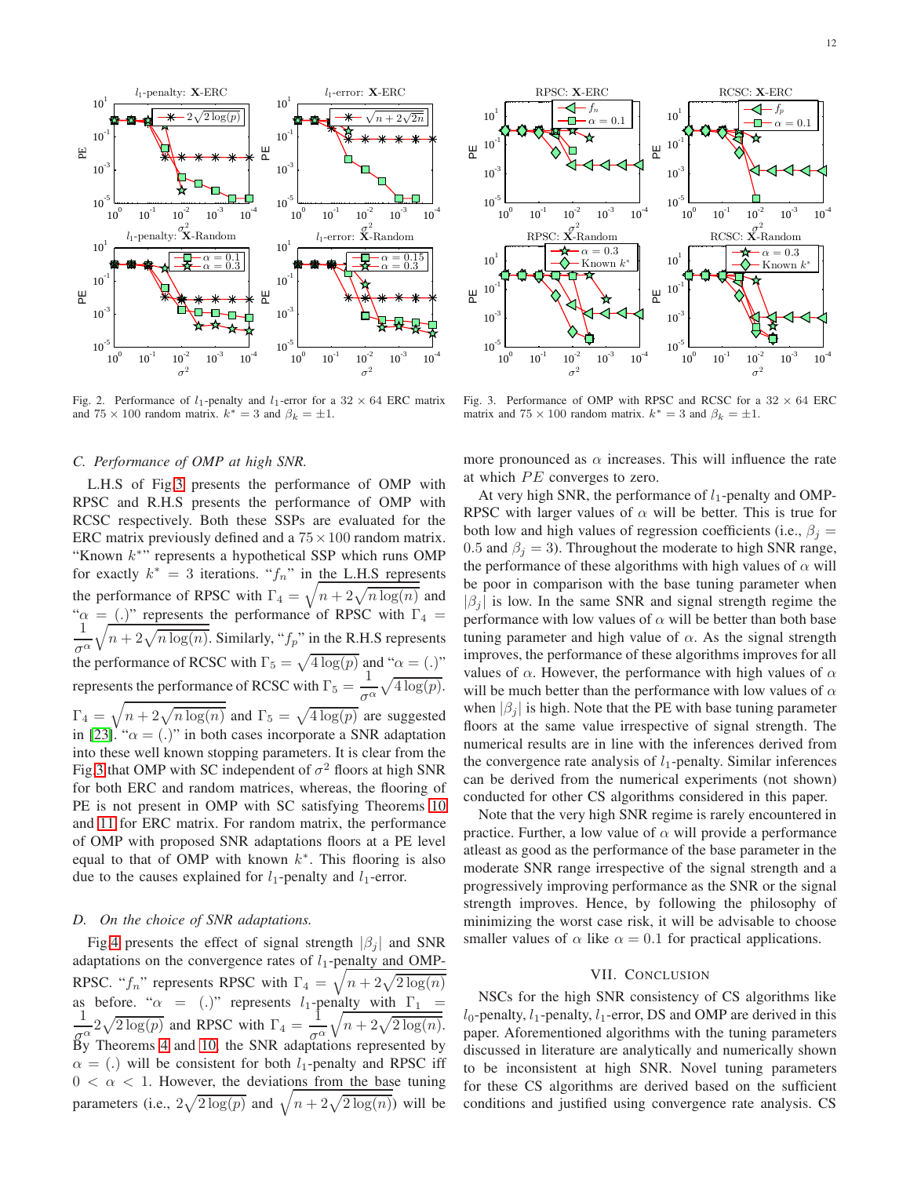Fig. 2. Performance of $l_1$-penalty and $l_1$-error for a $32 \times 64$ ERC matrix and $75 \times 100$ random matrix. $k^* = 3$ and $\beta_k = \pm 1$.

Fig. 3. Performance of OMP with RPSC and RCSC for a $32 \times 64$ ERC matrix and $75 \times 100$ random matrix. $k^* = 3$ and $\beta_k = \pm 1$.

### C. Performance of OMP at high SNR.

L.H.S of Fig.3 presents the performance of OMP with RPSC and R.H.S presents the performance of OMP with RCSC respectively. Both these SSPs are evaluated for the ERC matrix previously defined and a $75 \times 100$ random matrix. "Known $k^*$" represents a hypothetical SSP which runs OMP for exactly $k^* = 3$ iterations. "$f_n$" in the L.H.S represents the performance of RPSC with $\Gamma_4 = \sqrt{n + 2\sqrt{n \log(n)}}$ and "$\alpha = (.)$" represents the performance of RPSC with $\Gamma_4 = \frac{1}{\sigma^\alpha}\sqrt{n + 2\sqrt{n\log(n)}}$. Similarly, "$f_p$" in the R.H.S represents the performance of RCSC with $\Gamma_5 = \sqrt{4\log(p)}$ and "$\alpha = (.)$" represents the performance of RCSC with $\Gamma_5 = \frac{1}{\sigma^\alpha}\sqrt{4\log(p)}$. $\Gamma_4 = \sqrt{n + 2\sqrt{n\log(n)}}$ and $\Gamma_5 = \sqrt{4\log(p)}$ are suggested in [23]. "$\alpha = (.)$" in both cases incorporate a SNR adaptation into these well known stopping parameters. It is clear from the Fig.3 that OMP with SC independent of $\sigma^2$ floors at high SNR for both ERC and random matrices, whereas, the flooring of PE is not present in OMP with SC satisfying Theorems 10 and 11 for ERC matrix. For random matrix, the performance of OMP with proposed SNR adaptations floors at a PE level equal to that of OMP with known $k^*$. This flooring is also due to the causes explained for $l_1$-penalty and $l_1$-error.

### D. On the choice of SNR adaptations.

Fig.4 presents the effect of signal strength $|\beta_j|$ and SNR adaptations on the convergence rates of $l_1$-penalty and OMP-RPSC. "$f_n$" represents RPSC with $\Gamma_4 = \sqrt{n + 2\sqrt{2\log(n)}}$ as before. "$\alpha = (.)$" represents $l_1$-penalty with $\Gamma_1 = \frac{1}{\sigma^\alpha}2\sqrt{2\log(p)}$ and RPSC with $\Gamma_4 = \frac{1}{\sigma^\alpha}\sqrt{n + 2\sqrt{2\log(n)}}$. By Theorems 4 and 10, the SNR adaptations represented by $\alpha = (.)$ will be consistent for both $l_1$-penalty and RPSC iff $0 < \alpha < 1$. However, the deviations from the base tuning parameters (i.e., $2\sqrt{2\log(p)}$ and $\sqrt{n + 2\sqrt{2\log(n)}}$) will be more pronounced as $\alpha$ increases. This will influence the rate at which $PE$ converges to zero.

At very high SNR, the performance of $l_1$-penalty and OMP-RPSC with larger values of $\alpha$ will be better. This is true for both low and high values of regression coefficients (i.e., $\beta_j = 0.5$ and $\beta_j = 3$). Throughout the moderate to high SNR range, the performance of these algorithms with high values of $\alpha$ will be poor in comparison with the base tuning parameter when $|\beta_j|$ is low. In the same SNR and signal strength regime the performance with low values of $\alpha$ will be better than both base tuning parameter and high value of $\alpha$. As the signal strength improves, the performance of these algorithms improves for all values of $\alpha$. However, the performance with high values of $\alpha$ will be much better than the performance with low values of $\alpha$ when $|\beta_j|$ is high. Note that the PE with base tuning parameter floors at the same value irrespective of signal strength. The numerical results are in line with the inferences derived from the convergence rate analysis of $l_1$-penalty. Similar inferences can be derived from the numerical experiments (not shown) conducted for other CS algorithms considered in this paper.

Note that the very high SNR regime is rarely encountered in practice. Further, a low value of $\alpha$ will provide a performance atleast as good as the performance of the base parameter in the moderate SNR range irrespective of the signal strength and a progressively improving performance as the SNR or the signal strength improves. Hence, by following the philosophy of minimizing the worst case risk, it will be advisable to choose smaller values of $\alpha$ like $\alpha = 0.1$ for practical applications.

## VII. Conclusion

NSCs for the high SNR consistency of CS algorithms like $l_0$-penalty, $l_1$-penalty, $l_1$-error, DS and OMP are derived in this paper. Aforementioned algorithms with the tuning parameters discussed in literature are analytically and numerically shown to be inconsistent at high SNR. Novel tuning parameters for these CS algorithms are derived based on the sufficient conditions and justified using convergence rate analysis. CS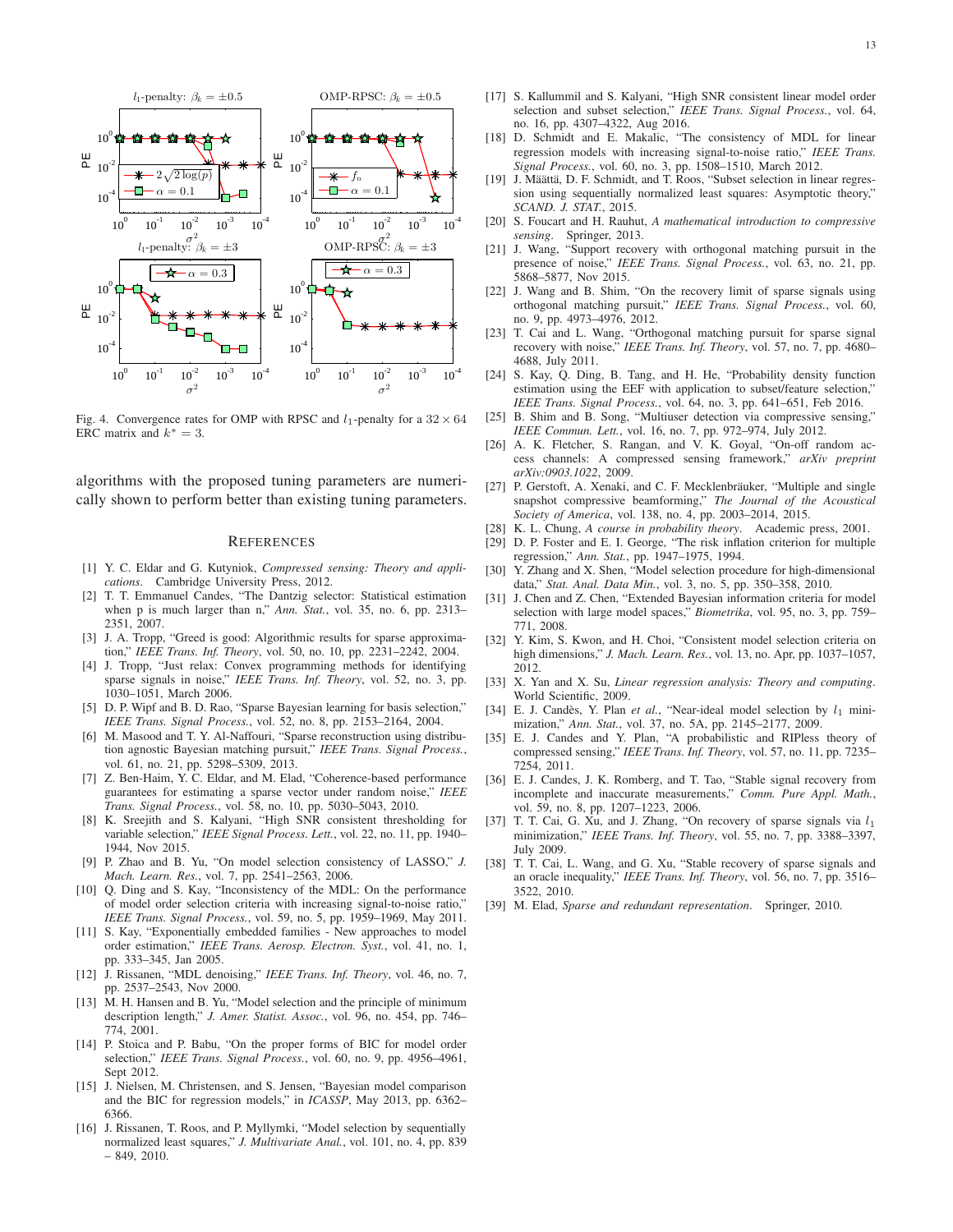$l_1$-penalty: $\beta_k = \pm 0.5$

OMP-RPSC: $\beta_k = \pm 0.5$

$l_1$-penalty: $\beta_k = \pm 3$

OMP-RPSC: $\beta_k = \pm 3$

PE

$\sigma^2$

$2\sqrt{2\log(p)}$

$f_n$

$\alpha = 0.1$

$\alpha = 0.3$

$10^0$ $10^{-2}$ $10^{-4}$

$10^0$ $10^{-1}$ $10^{-2}$ $10^{-3}$ $10^{-4}$

Fig. 4. Convergence rates for OMP with RPSC and $l_1$-penalty for a $32 \times 64$ ERC matrix and $k^* = 3$.

algorithms with the proposed tuning parameters are numerically shown to perform better than existing tuning parameters.

## References

[1] Y. C. Eldar and G. Kutyniok, *Compressed sensing: Theory and applications*. Cambridge University Press, 2012.

[2] T. T. Emmanuel Candes, "The Dantzig selector: Statistical estimation when p is much larger than n," *Ann. Stat.*, vol. 35, no. 6, pp. 2313–2351, 2007.

[3] J. A. Tropp, "Greed is good: Algorithmic results for sparse approximation," *IEEE Trans. Inf. Theory*, vol. 50, no. 10, pp. 2231–2242, 2004.

[4] J. Tropp, "Just relax: Convex programming methods for identifying sparse signals in noise," *IEEE Trans. Inf. Theory*, vol. 52, no. 3, pp. 1030–1051, March 2006.

[5] D. P. Wipf and B. D. Rao, "Sparse Bayesian learning for basis selection," *IEEE Trans. Signal Process.*, vol. 52, no. 8, pp. 2153–2164, 2004.

[6] M. Masood and T. Y. Al-Naffouri, "Sparse reconstruction using distribution agnostic Bayesian matching pursuit," *IEEE Trans. Signal Process.*, vol. 61, no. 21, pp. 5298–5309, 2013.

[7] Z. Ben-Haim, Y. C. Eldar, and M. Elad, "Coherence-based performance guarantees for estimating a sparse vector under random noise," *IEEE Trans. Signal Process.*, vol. 58, no. 10, pp. 5030–5043, 2010.

[8] K. Sreejith and S. Kalyani, "High SNR consistent thresholding for variable selection," *IEEE Signal Process. Lett.*, vol. 22, no. 11, pp. 1940–1944, Nov 2015.

[9] P. Zhao and B. Yu, "On model selection consistency of LASSO," *J. Mach. Learn. Res.*, vol. 7, pp. 2541–2563, 2006.

[10] Q. Ding and S. Kay, "Inconsistency of the MDL: On the performance of model order selection criteria with increasing signal-to-noise ratio," *IEEE Trans. Signal Process.*, vol. 59, no. 5, pp. 1959–1969, May 2011.

[11] S. Kay, "Exponentially embedded families - New approaches to model order estimation," *IEEE Trans. Aerosp. Electron. Syst.*, vol. 41, no. 1, pp. 333–345, Jan 2005.

[12] J. Rissanen, "MDL denoising," *IEEE Trans. Inf. Theory*, vol. 46, no. 7, pp. 2537–2543, Nov 2000.

[13] M. H. Hansen and B. Yu, "Model selection and the principle of minimum description length," *J. Amer. Statist. Assoc.*, vol. 96, no. 454, pp. 746–774, 2001.

[14] P. Stoica and P. Babu, "On the proper forms of BIC for model order selection," *IEEE Trans. Signal Process.*, vol. 60, no. 9, pp. 4956–4961, Sept 2012.

[15] J. Nielsen, M. Christensen, and S. Jensen, "Bayesian model comparison and the BIC for regression models," in *ICASSP*, May 2013, pp. 6362–6366.

[16] J. Rissanen, T. Roos, and P. Myllymki, "Model selection by sequentially normalized least squares," *J. Multivariate Anal.*, vol. 101, no. 4, pp. 839 – 849, 2010.

[17] S. Kallummil and S. Kalyani, "High SNR consistent linear model order selection and subset selection," *IEEE Trans. Signal Process.*, vol. 64, no. 16, pp. 4307–4322, Aug 2016.

[18] D. Schmidt and E. Makalic, "The consistency of MDL for linear regression models with increasing signal-to-noise ratio," *IEEE Trans. Signal Process.*, vol. 60, no. 3, pp. 1508–1510, March 2012.

[19] J. Määttä, D. F. Schmidt, and T. Roos, "Subset selection in linear regression using sequentially normalized least squares: Asymptotic theory," *SCAND. J. STAT.*, 2015.

[20] S. Foucart and H. Rauhut, *A mathematical introduction to compressive sensing*. Springer, 2013.

[21] J. Wang, "Support recovery with orthogonal matching pursuit in the presence of noise," *IEEE Trans. Signal Process.*, vol. 63, no. 21, pp. 5868–5877, Nov 2015.

[22] J. Wang and B. Shim, "On the recovery limit of sparse signals using orthogonal matching pursuit," *IEEE Trans. Signal Process.*, vol. 60, no. 9, pp. 4973–4976, 2012.

[23] T. Cai and L. Wang, "Orthogonal matching pursuit for sparse signal recovery with noise," *IEEE Trans. Inf. Theory*, vol. 57, no. 7, pp. 4680–4688, July 2011.

[24] S. Kay, Q. Ding, B. Tang, and H. He, "Probability density function estimation using the EEF with application to subset/feature selection," *IEEE Trans. Signal Process.*, vol. 64, no. 3, pp. 641–651, Feb 2016.

[25] B. Shim and B. Song, "Multiuser detection via compressive sensing," *IEEE Commun. Lett.*, vol. 16, no. 7, pp. 972–974, July 2012.

[26] A. K. Fletcher, S. Rangan, and V. K. Goyal, "On-off random access channels: A compressed sensing framework," *arXiv preprint arXiv:0903.1022*, 2009.

[27] P. Gerstoft, A. Xenaki, and C. F. Mecklenbräuker, "Multiple and single snapshot compressive beamforming," *The Journal of the Acoustical Society of America*, vol. 138, no. 4, pp. 2003–2014, 2015.

[28] K. L. Chung, *A course in probability theory*. Academic press, 2001.

[29] D. P. Foster and E. I. George, "The risk inflation criterion for multiple regression," *Ann. Stat.*, pp. 1947–1975, 1994.

[30] Y. Zhang and X. Shen, "Model selection procedure for high-dimensional data," *Stat. Anal. Data Min.*, vol. 3, no. 5, pp. 350–358, 2010.

[31] J. Chen and Z. Chen, "Extended Bayesian information criteria for model selection with large model spaces," *Biometrika*, vol. 95, no. 3, pp. 759–771, 2008.

[32] Y. Kim, S. Kwon, and H. Choi, "Consistent model selection criteria on high dimensions," *J. Mach. Learn. Res.*, vol. 13, no. Apr, pp. 1037–1057, 2012.

[33] X. Yan and X. Su, *Linear regression analysis: Theory and computing*. World Scientific, 2009.

[34] E. J. Candès, Y. Plan *et al.*, "Near-ideal model selection by $l_1$ minimization," *Ann. Stat.*, vol. 37, no. 5A, pp. 2145–2177, 2009.

[35] E. J. Candes and Y. Plan, "A probabilistic and RIPless theory of compressed sensing," *IEEE Trans. Inf. Theory*, vol. 57, no. 11, pp. 7235–7254, 2011.

[36] E. J. Candes, J. K. Romberg, and T. Tao, "Stable signal recovery from incomplete and inaccurate measurements," *Comm. Pure Appl. Math.*, vol. 59, no. 8, pp. 1207–1223, 2006.

[37] T. T. Cai, G. Xu, and J. Zhang, "On recovery of sparse signals via $l_1$ minimization," *IEEE Trans. Inf. Theory*, vol. 55, no. 7, pp. 3388–3397, July 2009.

[38] T. T. Cai, L. Wang, and G. Xu, "Stable recovery of sparse signals and an oracle inequality," *IEEE Trans. Inf. Theory*, vol. 56, no. 7, pp. 3516–3522, 2010.

[39] M. Elad, *Sparse and redundant representation*. Springer, 2010.